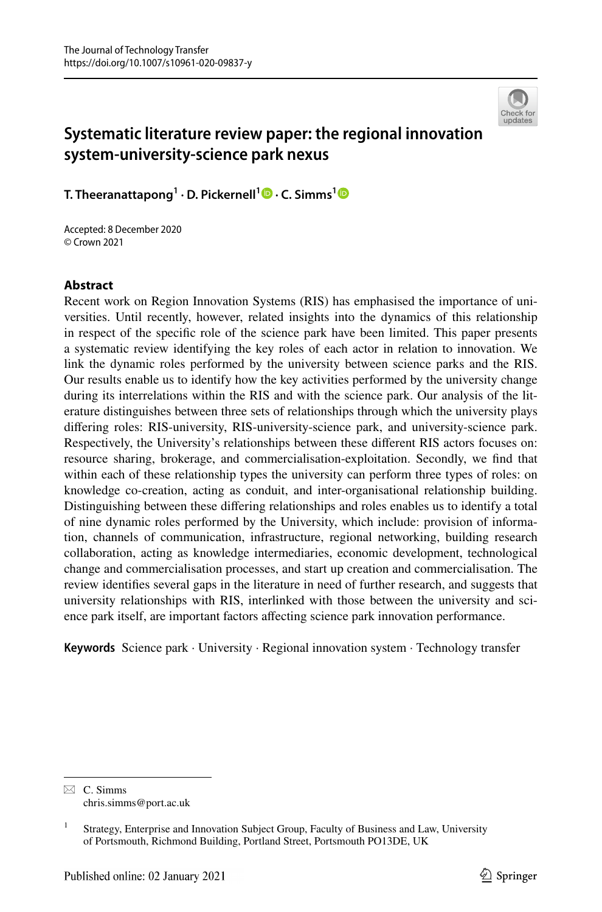# Systematic literature review paper: the regional innovation system-university-science park nexus

**T. Theeranattapong[1] · D. Pickernell[1] · C. Simms[1]**

Accepted: 8 December 2020
© Crown 2021

## Abstract

Recent work on Region Innovation Systems (RIS) has emphasised the importance of universities. Until recently, however, related insights into the dynamics of this relationship in respect of the specific role of the science park have been limited. This paper presents a systematic review identifying the key roles of each actor in relation to innovation. We link the dynamic roles performed by the university between science parks and the RIS. Our results enable us to identify how the key activities performed by the university change during its interrelations within the RIS and with the science park. Our analysis of the literature distinguishes between three sets of relationships through which the university plays differing roles: RIS-university, RIS-university-science park, and university-science park. Respectively, the University's relationships between these different RIS actors focuses on: resource sharing, brokerage, and commercialisation-exploitation. Secondly, we find that within each of these relationship types the university can perform three types of roles: on knowledge co-creation, acting as conduit, and inter-organisational relationship building. Distinguishing between these differing relationships and roles enables us to identify a total of nine dynamic roles performed by the University, which include: provision of information, channels of communication, infrastructure, regional networking, building research collaboration, acting as knowledge intermediaries, economic development, technological change and commercialisation processes, and start up creation and commercialisation. The review identifies several gaps in the literature in need of further research, and suggests that university relationships with RIS, interlinked with those between the university and science park itself, are important factors affecting science park innovation performance.

**Keywords** Science park · University · Regional innovation system · Technology transfer

---

✉ C. Simms
chris.simms@port.ac.uk

[1] Strategy, Enterprise and Innovation Subject Group, Faculty of Business and Law, University of Portsmouth, Richmond Building, Portland Street, Portsmouth PO13DE, UK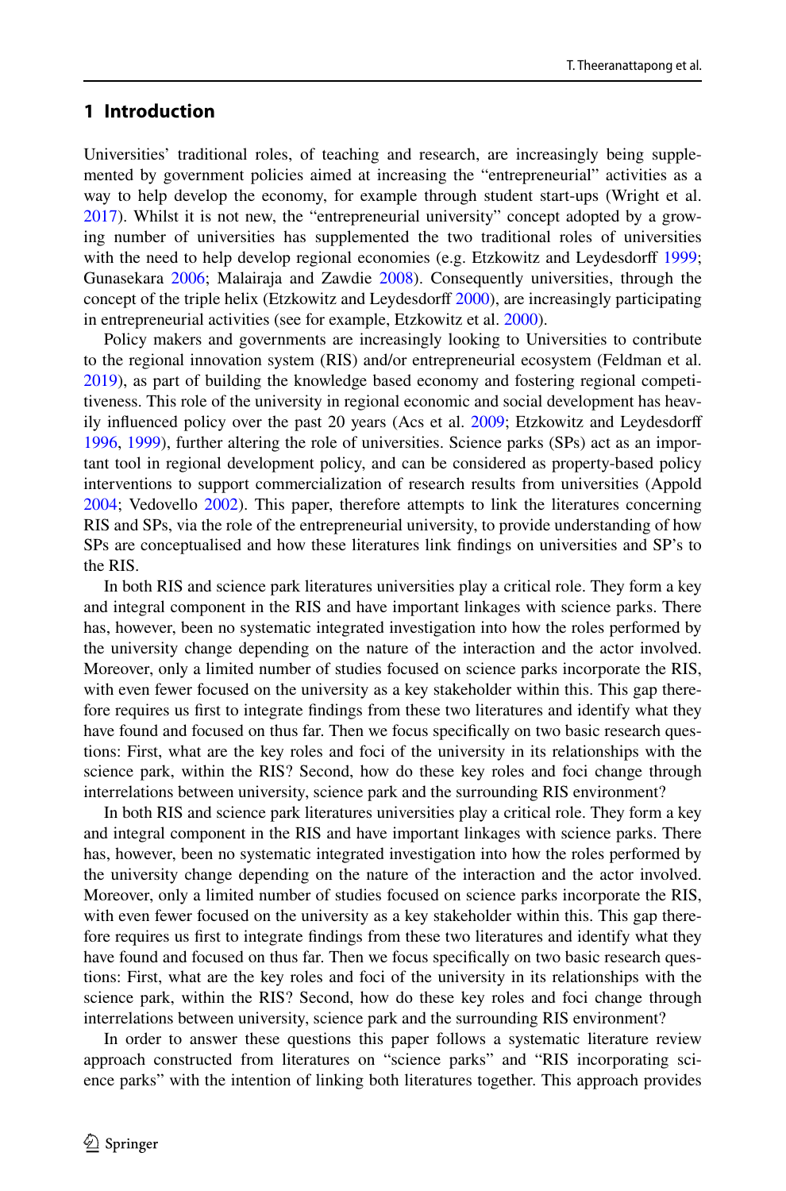## 1 Introduction

Universities' traditional roles, of teaching and research, are increasingly being supplemented by government policies aimed at increasing the "entrepreneurial" activities as a way to help develop the economy, for example through student start-ups (Wright et al. 2017). Whilst it is not new, the "entrepreneurial university" concept adopted by a growing number of universities has supplemented the two traditional roles of universities with the need to help develop regional economies (e.g. Etzkowitz and Leydesdorff 1999; Gunasekara 2006; Malairaja and Zawdie 2008). Consequently universities, through the concept of the triple helix (Etzkowitz and Leydesdorff 2000), are increasingly participating in entrepreneurial activities (see for example, Etzkowitz et al. 2000).

Policy makers and governments are increasingly looking to Universities to contribute to the regional innovation system (RIS) and/or entrepreneurial ecosystem (Feldman et al. 2019), as part of building the knowledge based economy and fostering regional competitiveness. This role of the university in regional economic and social development has heavily influenced policy over the past 20 years (Acs et al. 2009; Etzkowitz and Leydesdorff 1996, 1999), further altering the role of universities. Science parks (SPs) act as an important tool in regional development policy, and can be considered as property-based policy interventions to support commercialization of research results from universities (Appold 2004; Vedovello 2002). This paper, therefore attempts to link the literatures concerning RIS and SPs, via the role of the entrepreneurial university, to provide understanding of how SPs are conceptualised and how these literatures link findings on universities and SP's to the RIS.

In both RIS and science park literatures universities play a critical role. They form a key and integral component in the RIS and have important linkages with science parks. There has, however, been no systematic integrated investigation into how the roles performed by the university change depending on the nature of the interaction and the actor involved. Moreover, only a limited number of studies focused on science parks incorporate the RIS, with even fewer focused on the university as a key stakeholder within this. This gap therefore requires us first to integrate findings from these two literatures and identify what they have found and focused on thus far. Then we focus specifically on two basic research questions: First, what are the key roles and foci of the university in its relationships with the science park, within the RIS? Second, how do these key roles and foci change through interrelations between university, science park and the surrounding RIS environment?

In both RIS and science park literatures universities play a critical role. They form a key and integral component in the RIS and have important linkages with science parks. There has, however, been no systematic integrated investigation into how the roles performed by the university change depending on the nature of the interaction and the actor involved. Moreover, only a limited number of studies focused on science parks incorporate the RIS, with even fewer focused on the university as a key stakeholder within this. This gap therefore requires us first to integrate findings from these two literatures and identify what they have found and focused on thus far. Then we focus specifically on two basic research questions: First, what are the key roles and foci of the university in its relationships with the science park, within the RIS? Second, how do these key roles and foci change through interrelations between university, science park and the surrounding RIS environment?

In order to answer these questions this paper follows a systematic literature review approach constructed from literatures on "science parks" and "RIS incorporating science parks" with the intention of linking both literatures together. This approach provides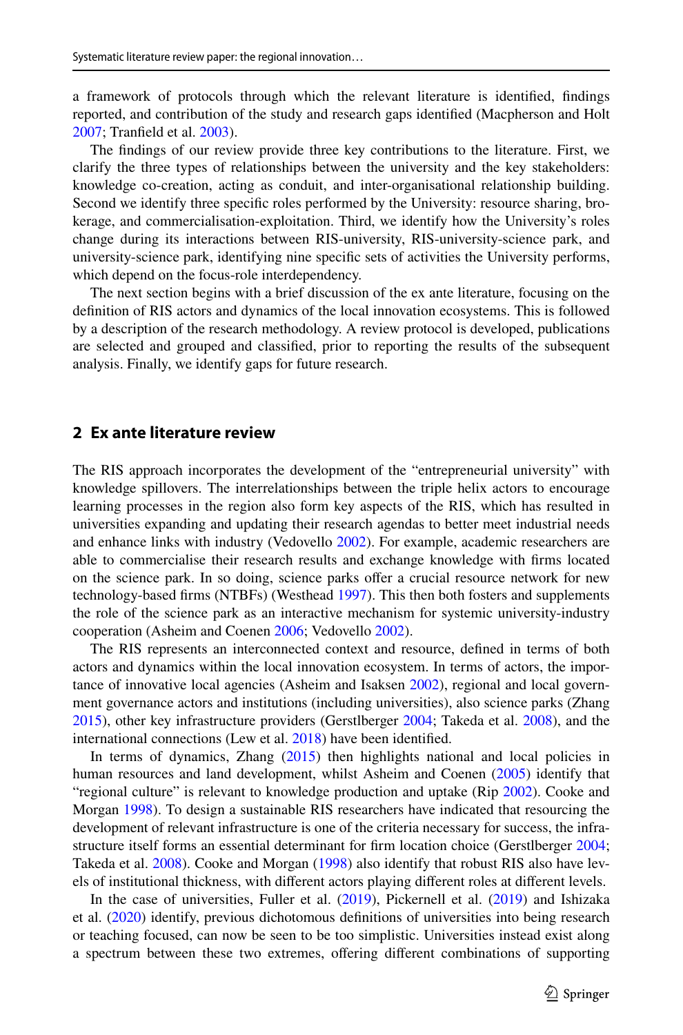a framework of protocols through which the relevant literature is identified, findings reported, and contribution of the study and research gaps identified (Macpherson and Holt 2007; Tranfield et al. 2003).

The findings of our review provide three key contributions to the literature. First, we clarify the three types of relationships between the university and the key stakeholders: knowledge co-creation, acting as conduit, and inter-organisational relationship building. Second we identify three specific roles performed by the University: resource sharing, brokerage, and commercialisation-exploitation. Third, we identify how the University's roles change during its interactions between RIS-university, RIS-university-science park, and university-science park, identifying nine specific sets of activities the University performs, which depend on the focus-role interdependency.

The next section begins with a brief discussion of the ex ante literature, focusing on the definition of RIS actors and dynamics of the local innovation ecosystems. This is followed by a description of the research methodology. A review protocol is developed, publications are selected and grouped and classified, prior to reporting the results of the subsequent analysis. Finally, we identify gaps for future research.

## 2 Ex ante literature review

The RIS approach incorporates the development of the "entrepreneurial university" with knowledge spillovers. The interrelationships between the triple helix actors to encourage learning processes in the region also form key aspects of the RIS, which has resulted in universities expanding and updating their research agendas to better meet industrial needs and enhance links with industry (Vedovello 2002). For example, academic researchers are able to commercialise their research results and exchange knowledge with firms located on the science park. In so doing, science parks offer a crucial resource network for new technology-based firms (NTBFs) (Westhead 1997). This then both fosters and supplements the role of the science park as an interactive mechanism for systemic university-industry cooperation (Asheim and Coenen 2006; Vedovello 2002).

The RIS represents an interconnected context and resource, defined in terms of both actors and dynamics within the local innovation ecosystem. In terms of actors, the importance of innovative local agencies (Asheim and Isaksen 2002), regional and local government governance actors and institutions (including universities), also science parks (Zhang 2015), other key infrastructure providers (Gerstlberger 2004; Takeda et al. 2008), and the international connections (Lew et al. 2018) have been identified.

In terms of dynamics, Zhang (2015) then highlights national and local policies in human resources and land development, whilst Asheim and Coenen (2005) identify that "regional culture" is relevant to knowledge production and uptake (Rip 2002). Cooke and Morgan 1998). To design a sustainable RIS researchers have indicated that resourcing the development of relevant infrastructure is one of the criteria necessary for success, the infrastructure itself forms an essential determinant for firm location choice (Gerstlberger 2004; Takeda et al. 2008). Cooke and Morgan (1998) also identify that robust RIS also have levels of institutional thickness, with different actors playing different roles at different levels.

In the case of universities, Fuller et al. (2019), Pickernell et al. (2019) and Ishizaka et al. (2020) identify, previous dichotomous definitions of universities into being research or teaching focused, can now be seen to be too simplistic. Universities instead exist along a spectrum between these two extremes, offering different combinations of supporting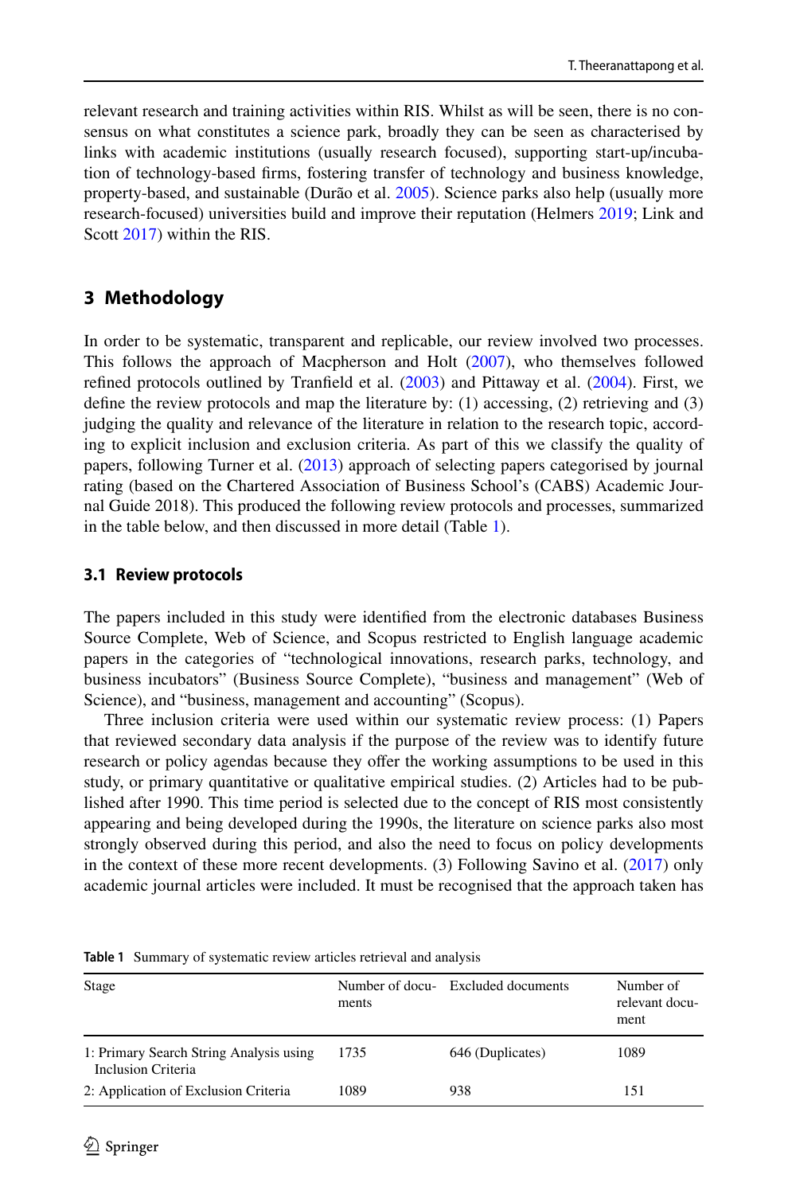relevant research and training activities within RIS. Whilst as will be seen, there is no consensus on what constitutes a science park, broadly they can be seen as characterised by links with academic institutions (usually research focused), supporting start-up/incubation of technology-based firms, fostering transfer of technology and business knowledge, property-based, and sustainable (Durão et al. 2005). Science parks also help (usually more research-focused) universities build and improve their reputation (Helmers 2019; Link and Scott 2017) within the RIS.

## 3 Methodology

In order to be systematic, transparent and replicable, our review involved two processes. This follows the approach of Macpherson and Holt (2007), who themselves followed refined protocols outlined by Tranfield et al. (2003) and Pittaway et al. (2004). First, we define the review protocols and map the literature by: (1) accessing, (2) retrieving and (3) judging the quality and relevance of the literature in relation to the research topic, according to explicit inclusion and exclusion criteria. As part of this we classify the quality of papers, following Turner et al. (2013) approach of selecting papers categorised by journal rating (based on the Chartered Association of Business School's (CABS) Academic Journal Guide 2018). This produced the following review protocols and processes, summarized in the table below, and then discussed in more detail (Table 1).

### 3.1 Review protocols

The papers included in this study were identified from the electronic databases Business Source Complete, Web of Science, and Scopus restricted to English language academic papers in the categories of "technological innovations, research parks, technology, and business incubators" (Business Source Complete), "business and management" (Web of Science), and "business, management and accounting" (Scopus).

Three inclusion criteria were used within our systematic review process: (1) Papers that reviewed secondary data analysis if the purpose of the review was to identify future research or policy agendas because they offer the working assumptions to be used in this study, or primary quantitative or qualitative empirical studies. (2) Articles had to be published after 1990. This time period is selected due to the concept of RIS most consistently appearing and being developed during the 1990s, the literature on science parks also most strongly observed during this period, and also the need to focus on policy developments in the context of these more recent developments. (3) Following Savino et al. (2017) only academic journal articles were included. It must be recognised that the approach taken has

**Table 1** Summary of systematic review articles retrieval and analysis

| Stage | Number of documents | Excluded documents | Number of relevant document |
|---|---|---|---|
| 1: Primary Search String Analysis using Inclusion Criteria | 1735 | 646 (Duplicates) | 1089 |
| 2: Application of Exclusion Criteria | 1089 | 938 | 151 |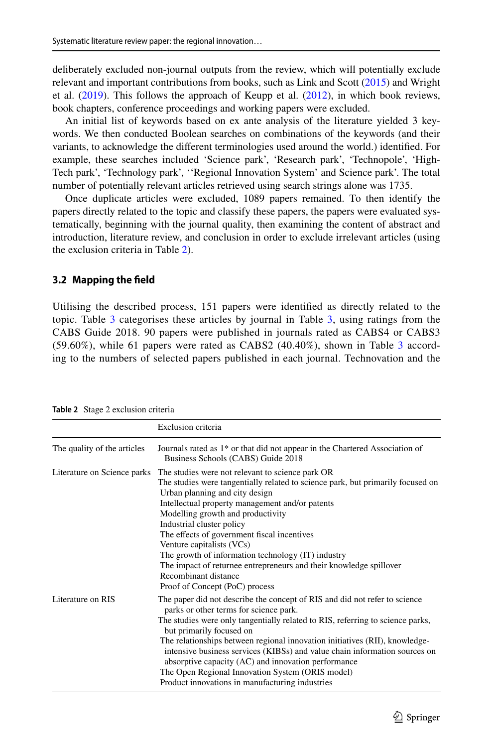deliberately excluded non-journal outputs from the review, which will potentially exclude relevant and important contributions from books, such as Link and Scott (2015) and Wright et al. (2019). This follows the approach of Keupp et al. (2012), in which book reviews, book chapters, conference proceedings and working papers were excluded.

An initial list of keywords based on ex ante analysis of the literature yielded 3 keywords. We then conducted Boolean searches on combinations of the keywords (and their variants, to acknowledge the different terminologies used around the world.) identified. For example, these searches included 'Science park', 'Research park', 'Technopole', 'High-Tech park', 'Technology park', ''Regional Innovation System' and Science park'. The total number of potentially relevant articles retrieved using search strings alone was 1735.

Once duplicate articles were excluded, 1089 papers remained. To then identify the papers directly related to the topic and classify these papers, the papers were evaluated systematically, beginning with the journal quality, then examining the content of abstract and introduction, literature review, and conclusion in order to exclude irrelevant articles (using the exclusion criteria in Table 2).

### 3.2 Mapping the field

Utilising the described process, 151 papers were identified as directly related to the topic. Table 3 categorises these articles by journal in Table 3, using ratings from the CABS Guide 2018. 90 papers were published in journals rated as CABS4 or CABS3 (59.60%), while 61 papers were rated as CABS2 (40.40%), shown in Table 3 according to the numbers of selected papers published in each journal. Technovation and the

**Table 2** Stage 2 exclusion criteria

| | Exclusion criteria |
|---|---|
| The quality of the articles | Journals rated as 1* or that did not appear in the Chartered Association of Business Schools (CABS) Guide 2018 |
| Literature on Science parks | The studies were not relevant to science park OR<br>The studies were tangentially related to science park, but primarily focused on<br>Urban planning and city design<br>Intellectual property management and/or patents<br>Modelling growth and productivity<br>Industrial cluster policy<br>The effects of government fiscal incentives<br>Venture capitalists (VCs)<br>The growth of information technology (IT) industry<br>The impact of returnee entrepreneurs and their knowledge spillover<br>Recombinant distance<br>Proof of Concept (PoC) process |
| Literature on RIS | The paper did not describe the concept of RIS and did not refer to science parks or other terms for science park.<br>The studies were only tangentially related to RIS, referring to science parks, but primarily focused on<br>The relationships between regional innovation initiatives (RII), knowledge-intensive business services (KIBSs) and value chain information sources on absorptive capacity (AC) and innovation performance<br>The Open Regional Innovation System (ORIS model)<br>Product innovations in manufacturing industries |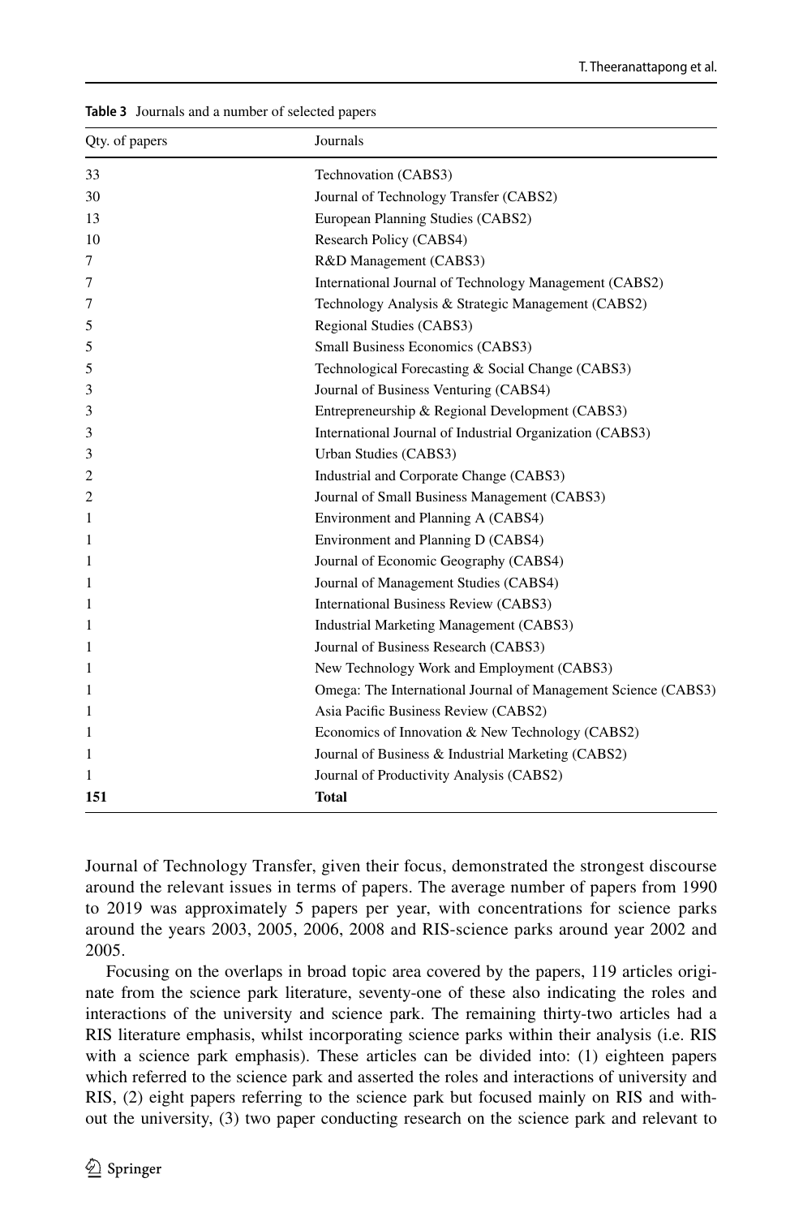**Table 3** Journals and a number of selected papers

| Qty. of papers | Journals |
|---|---|
| 33 | Technovation (CABS3) |
| 30 | Journal of Technology Transfer (CABS2) |
| 13 | European Planning Studies (CABS2) |
| 10 | Research Policy (CABS4) |
| 7 | R&D Management (CABS3) |
| 7 | International Journal of Technology Management (CABS2) |
| 7 | Technology Analysis & Strategic Management (CABS2) |
| 5 | Regional Studies (CABS3) |
| 5 | Small Business Economics (CABS3) |
| 5 | Technological Forecasting & Social Change (CABS3) |
| 3 | Journal of Business Venturing (CABS4) |
| 3 | Entrepreneurship & Regional Development (CABS3) |
| 3 | International Journal of Industrial Organization (CABS3) |
| 3 | Urban Studies (CABS3) |
| 2 | Industrial and Corporate Change (CABS3) |
| 2 | Journal of Small Business Management (CABS3) |
| 1 | Environment and Planning A (CABS4) |
| 1 | Environment and Planning D (CABS4) |
| 1 | Journal of Economic Geography (CABS4) |
| 1 | Journal of Management Studies (CABS4) |
| 1 | International Business Review (CABS3) |
| 1 | Industrial Marketing Management (CABS3) |
| 1 | Journal of Business Research (CABS3) |
| 1 | New Technology Work and Employment (CABS3) |
| 1 | Omega: The International Journal of Management Science (CABS3) |
| 1 | Asia Pacific Business Review (CABS2) |
| 1 | Economics of Innovation & New Technology (CABS2) |
| 1 | Journal of Business & Industrial Marketing (CABS2) |
| 1 | Journal of Productivity Analysis (CABS2) |
| **151** | **Total** |

Journal of Technology Transfer, given their focus, demonstrated the strongest discourse around the relevant issues in terms of papers. The average number of papers from 1990 to 2019 was approximately 5 papers per year, with concentrations for science parks around the years 2003, 2005, 2006, 2008 and RIS-science parks around year 2002 and 2005.

Focusing on the overlaps in broad topic area covered by the papers, 119 articles originate from the science park literature, seventy-one of these also indicating the roles and interactions of the university and science park. The remaining thirty-two articles had a RIS literature emphasis, whilst incorporating science parks within their analysis (i.e. RIS with a science park emphasis). These articles can be divided into: (1) eighteen papers which referred to the science park and asserted the roles and interactions of university and RIS, (2) eight papers referring to the science park but focused mainly on RIS and without the university, (3) two paper conducting research on the science park and relevant to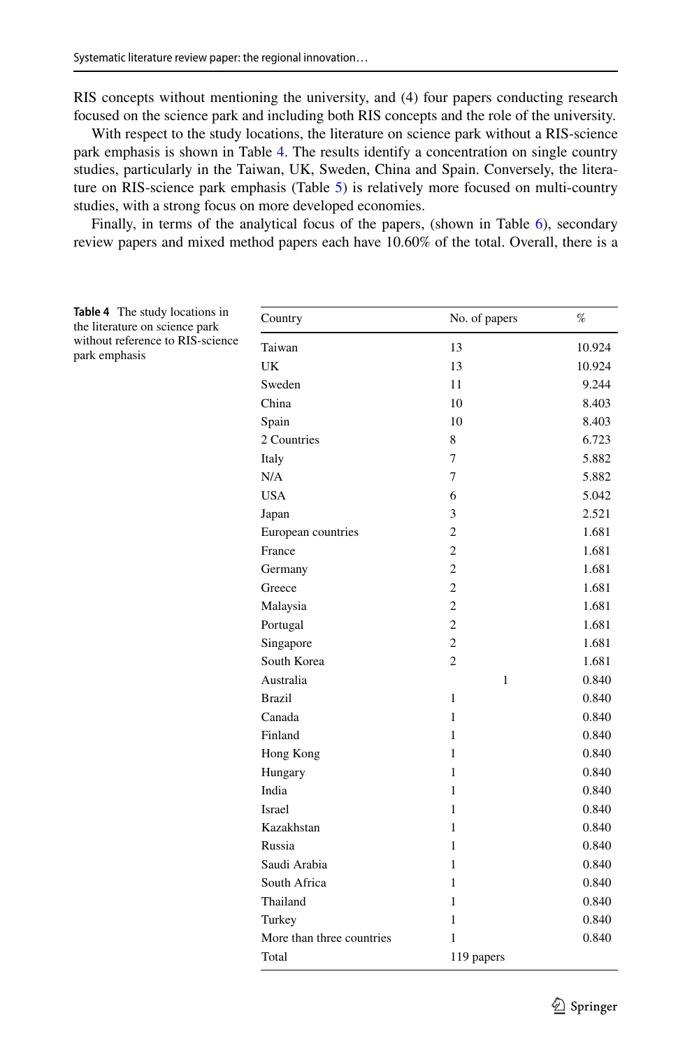RIS concepts without mentioning the university, and (4) four papers conducting research focused on the science park and including both RIS concepts and the role of the university.

With respect to the study locations, the literature on science park without a RIS-science park emphasis is shown in Table 4. The results identify a concentration on single country studies, particularly in the Taiwan, UK, Sweden, China and Spain. Conversely, the literature on RIS-science park emphasis (Table 5) is relatively more focused on multi-country studies, with a strong focus on more developed economies.

Finally, in terms of the analytical focus of the papers, (shown in Table 6), secondary review papers and mixed method papers each have 10.60% of the total. Overall, there is a

**Table 4** The study locations in the literature on science park without reference to RIS-science park emphasis

| Country | No. of papers | % |
|---|---|---|
| Taiwan | 13 | 10.924 |
| UK | 13 | 10.924 |
| Sweden | 11 | 9.244 |
| China | 10 | 8.403 |
| Spain | 10 | 8.403 |
| 2 Countries | 8 | 6.723 |
| Italy | 7 | 5.882 |
| N/A | 7 | 5.882 |
| USA | 6 | 5.042 |
| Japan | 3 | 2.521 |
| European countries | 2 | 1.681 |
| France | 2 | 1.681 |
| Germany | 2 | 1.681 |
| Greece | 2 | 1.681 |
| Malaysia | 2 | 1.681 |
| Portugal | 2 | 1.681 |
| Singapore | 2 | 1.681 |
| South Korea | 2 | 1.681 |
| Australia | 1 | 0.840 |
| Brazil | 1 | 0.840 |
| Canada | 1 | 0.840 |
| Finland | 1 | 0.840 |
| Hong Kong | 1 | 0.840 |
| Hungary | 1 | 0.840 |
| India | 1 | 0.840 |
| Israel | 1 | 0.840 |
| Kazakhstan | 1 | 0.840 |
| Russia | 1 | 0.840 |
| Saudi Arabia | 1 | 0.840 |
| South Africa | 1 | 0.840 |
| Thailand | 1 | 0.840 |
| Turkey | 1 | 0.840 |
| More than three countries | 1 | 0.840 |
| Total | 119 papers | |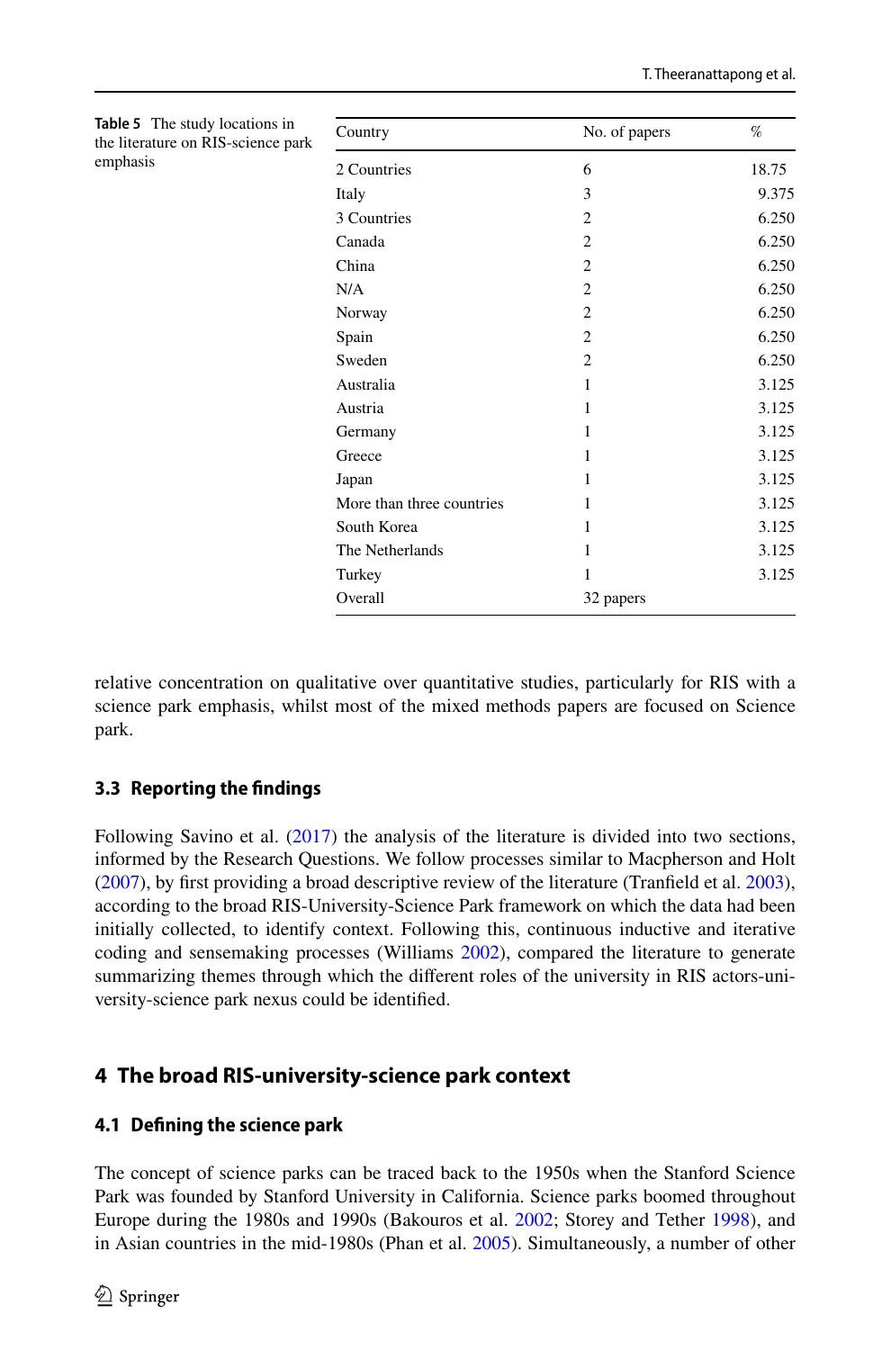**Table 5** The study locations in the literature on RIS-science park emphasis

| Country | No. of papers | % |
|---|---|---|
| 2 Countries | 6 | 18.75 |
| Italy | 3 | 9.375 |
| 3 Countries | 2 | 6.250 |
| Canada | 2 | 6.250 |
| China | 2 | 6.250 |
| N/A | 2 | 6.250 |
| Norway | 2 | 6.250 |
| Spain | 2 | 6.250 |
| Sweden | 2 | 6.250 |
| Australia | 1 | 3.125 |
| Austria | 1 | 3.125 |
| Germany | 1 | 3.125 |
| Greece | 1 | 3.125 |
| Japan | 1 | 3.125 |
| More than three countries | 1 | 3.125 |
| South Korea | 1 | 3.125 |
| The Netherlands | 1 | 3.125 |
| Turkey | 1 | 3.125 |
| Overall | 32 papers | |

relative concentration on qualitative over quantitative studies, particularly for RIS with a science park emphasis, whilst most of the mixed methods papers are focused on Science park.

### 3.3 Reporting the findings

Following Savino et al. (2017) the analysis of the literature is divided into two sections, informed by the Research Questions. We follow processes similar to Macpherson and Holt (2007), by first providing a broad descriptive review of the literature (Tranfield et al. 2003), according to the broad RIS-University-Science Park framework on which the data had been initially collected, to identify context. Following this, continuous inductive and iterative coding and sensemaking processes (Williams 2002), compared the literature to generate summarizing themes through which the different roles of the university in RIS actors-university-science park nexus could be identified.

## 4 The broad RIS-university-science park context

### 4.1 Defining the science park

The concept of science parks can be traced back to the 1950s when the Stanford Science Park was founded by Stanford University in California. Science parks boomed throughout Europe during the 1980s and 1990s (Bakouros et al. 2002; Storey and Tether 1998), and in Asian countries in the mid-1980s (Phan et al. 2005). Simultaneously, a number of other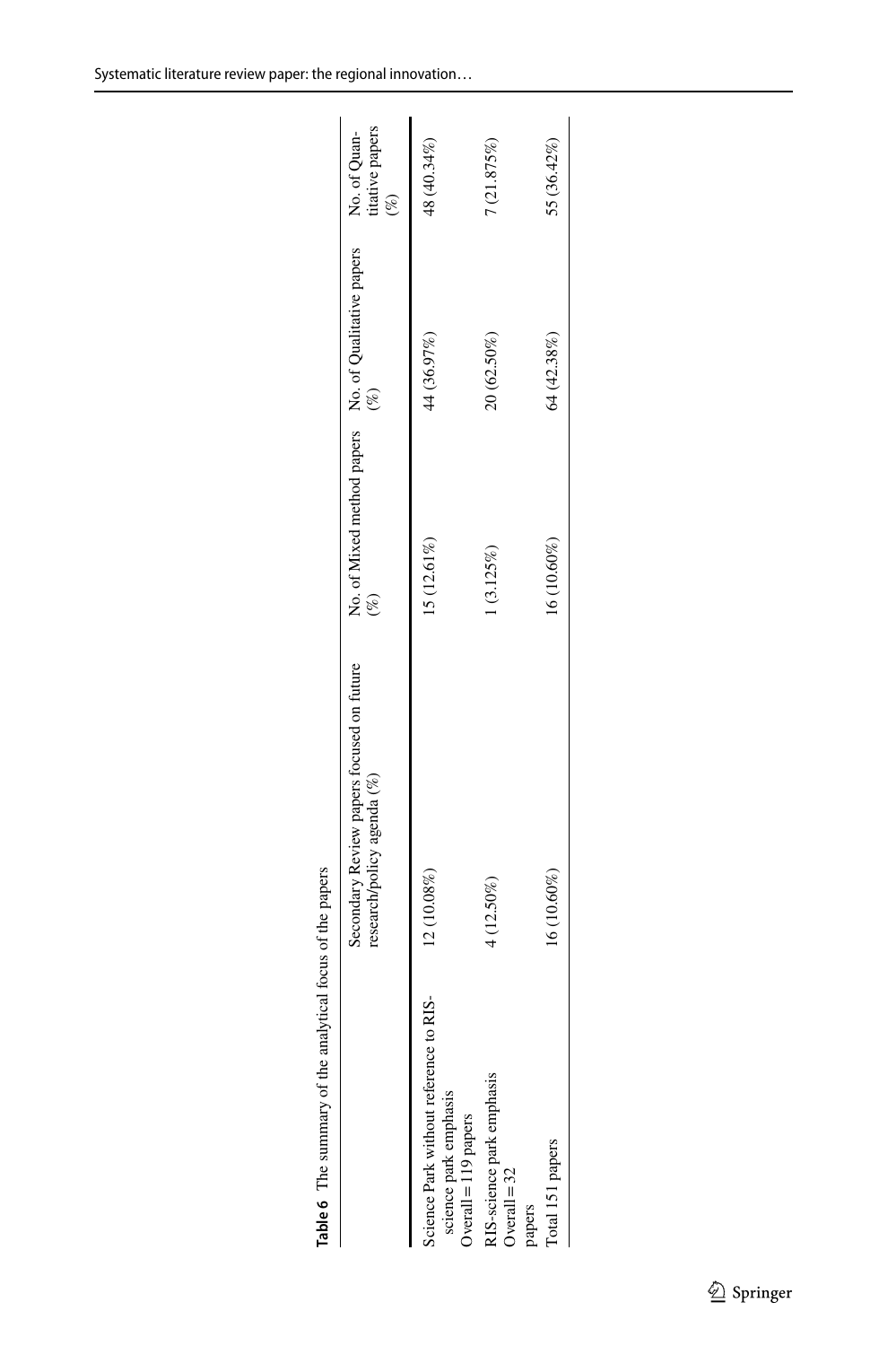**Table 6** The summary of the analytical focus of the papers

| | Secondary Review papers focused on future research/policy agenda (%) | No. of Mixed method papers (%) | No. of Qualitative papers (%) | No. of Quantitative papers (%) |
|---|---|---|---|---|
| Science Park without reference to RIS-science park emphasis Overall = 119 papers | 12 (10.08%) | 15 (12.61%) | 44 (36.97%) | 48 (40.34%) |
| RIS-science park emphasis Overall = 32 papers | 4 (12.50%) | 1 (3.125%) | 20 (62.50%) | 7 (21.875%) |
| Total 151 papers | 16 (10.60%) | 16 (10.60%) | 64 (42.38%) | 55 (36.42%) |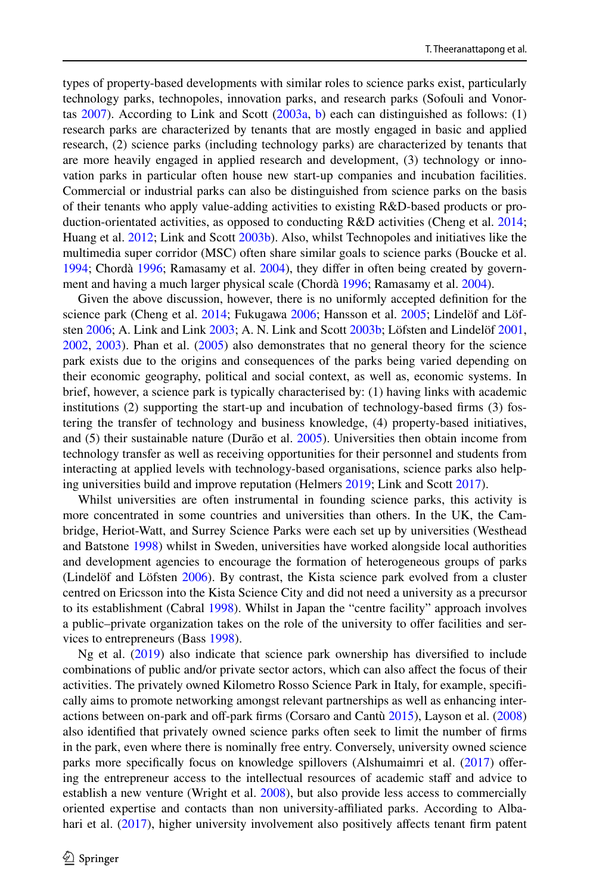types of property-based developments with similar roles to science parks exist, particularly technology parks, technopoles, innovation parks, and research parks (Sofouli and Vonortas 2007). According to Link and Scott (2003a, b) each can distinguished as follows: (1) research parks are characterized by tenants that are mostly engaged in basic and applied research, (2) science parks (including technology parks) are characterized by tenants that are more heavily engaged in applied research and development, (3) technology or innovation parks in particular often house new start-up companies and incubation facilities. Commercial or industrial parks can also be distinguished from science parks on the basis of their tenants who apply value-adding activities to existing R&D-based products or production-orientated activities, as opposed to conducting R&D activities (Cheng et al. 2014; Huang et al. 2012; Link and Scott 2003b). Also, whilst Technopoles and initiatives like the multimedia super corridor (MSC) often share similar goals to science parks (Boucke et al. 1994; Chordà 1996; Ramasamy et al. 2004), they differ in often being created by government and having a much larger physical scale (Chordà 1996; Ramasamy et al. 2004).

Given the above discussion, however, there is no uniformly accepted definition for the science park (Cheng et al. 2014; Fukugawa 2006; Hansson et al. 2005; Lindelöf and Löfsten 2006; A. Link and Link 2003; A. N. Link and Scott 2003b; Löfsten and Lindelöf 2001, 2002, 2003). Phan et al. (2005) also demonstrates that no general theory for the science park exists due to the origins and consequences of the parks being varied depending on their economic geography, political and social context, as well as, economic systems. In brief, however, a science park is typically characterised by: (1) having links with academic institutions (2) supporting the start-up and incubation of technology-based firms (3) fostering the transfer of technology and business knowledge, (4) property-based initiatives, and (5) their sustainable nature (Durão et al. 2005). Universities then obtain income from technology transfer as well as receiving opportunities for their personnel and students from interacting at applied levels with technology-based organisations, science parks also helping universities build and improve reputation (Helmers 2019; Link and Scott 2017).

Whilst universities are often instrumental in founding science parks, this activity is more concentrated in some countries and universities than others. In the UK, the Cambridge, Heriot-Watt, and Surrey Science Parks were each set up by universities (Westhead and Batstone 1998) whilst in Sweden, universities have worked alongside local authorities and development agencies to encourage the formation of heterogeneous groups of parks (Lindelöf and Löfsten 2006). By contrast, the Kista science park evolved from a cluster centred on Ericsson into the Kista Science City and did not need a university as a precursor to its establishment (Cabral 1998). Whilst in Japan the "centre facility" approach involves a public–private organization takes on the role of the university to offer facilities and services to entrepreneurs (Bass 1998).

Ng et al. (2019) also indicate that science park ownership has diversified to include combinations of public and/or private sector actors, which can also affect the focus of their activities. The privately owned Kilometro Rosso Science Park in Italy, for example, specifically aims to promote networking amongst relevant partnerships as well as enhancing interactions between on-park and off-park firms (Corsaro and Cantù 2015), Layson et al. (2008) also identified that privately owned science parks often seek to limit the number of firms in the park, even where there is nominally free entry. Conversely, university owned science parks more specifically focus on knowledge spillovers (Alshumaimri et al. (2017) offering the entrepreneur access to the intellectual resources of academic staff and advice to establish a new venture (Wright et al. 2008), but also provide less access to commercially oriented expertise and contacts than non university-affiliated parks. According to Albahari et al. (2017), higher university involvement also positively affects tenant firm patent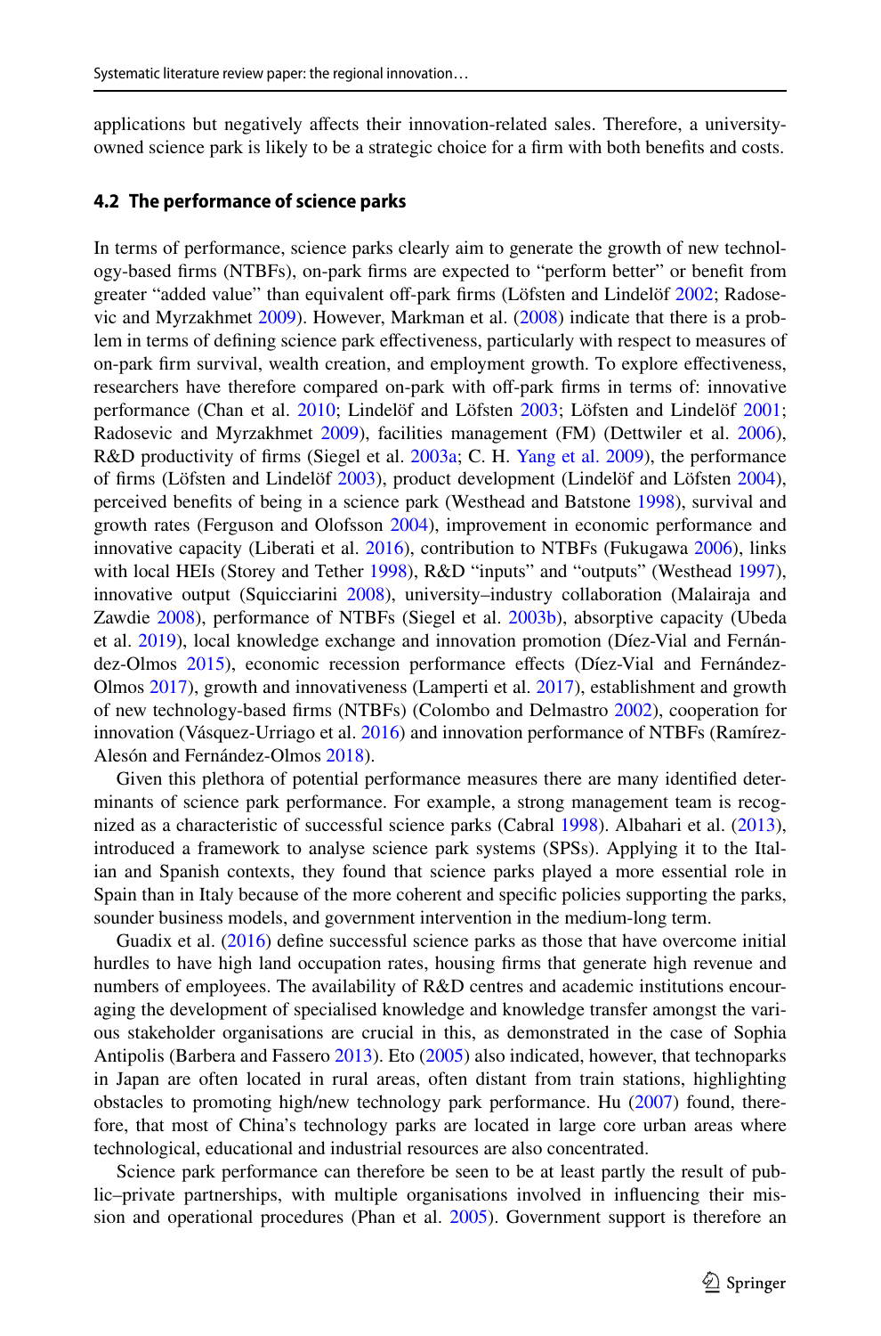applications but negatively affects their innovation-related sales. Therefore, a university-owned science park is likely to be a strategic choice for a firm with both benefits and costs.

### 4.2 The performance of science parks

In terms of performance, science parks clearly aim to generate the growth of new technology-based firms (NTBFs), on-park firms are expected to "perform better" or benefit from greater "added value" than equivalent off-park firms (Löfsten and Lindelöf 2002; Radosevic and Myrzakhmet 2009). However, Markman et al. (2008) indicate that there is a problem in terms of defining science park effectiveness, particularly with respect to measures of on-park firm survival, wealth creation, and employment growth. To explore effectiveness, researchers have therefore compared on-park with off-park firms in terms of: innovative performance (Chan et al. 2010; Lindelöf and Löfsten 2003; Löfsten and Lindelöf 2001; Radosevic and Myrzakhmet 2009), facilities management (FM) (Dettwiler et al. 2006), R&D productivity of firms (Siegel et al. 2003a; C. H. Yang et al. 2009), the performance of firms (Löfsten and Lindelöf 2003), product development (Lindelöf and Löfsten 2004), perceived benefits of being in a science park (Westhead and Batstone 1998), survival and growth rates (Ferguson and Olofsson 2004), improvement in economic performance and innovative capacity (Liberati et al. 2016), contribution to NTBFs (Fukugawa 2006), links with local HEIs (Storey and Tether 1998), R&D "inputs" and "outputs" (Westhead 1997), innovative output (Squicciarini 2008), university–industry collaboration (Malairaja and Zawdie 2008), performance of NTBFs (Siegel et al. 2003b), absorptive capacity (Ubeda et al. 2019), local knowledge exchange and innovation promotion (Díez-Vial and Fernández-Olmos 2015), economic recession performance effects (Díez-Vial and Fernández-Olmos 2017), growth and innovativeness (Lamperti et al. 2017), establishment and growth of new technology-based firms (NTBFs) (Colombo and Delmastro 2002), cooperation for innovation (Vásquez-Urriago et al. 2016) and innovation performance of NTBFs (Ramírez-Alesón and Fernández-Olmos 2018).

Given this plethora of potential performance measures there are many identified determinants of science park performance. For example, a strong management team is recognized as a characteristic of successful science parks (Cabral 1998). Albahari et al. (2013), introduced a framework to analyse science park systems (SPSs). Applying it to the Italian and Spanish contexts, they found that science parks played a more essential role in Spain than in Italy because of the more coherent and specific policies supporting the parks, sounder business models, and government intervention in the medium-long term.

Guadix et al. (2016) define successful science parks as those that have overcome initial hurdles to have high land occupation rates, housing firms that generate high revenue and numbers of employees. The availability of R&D centres and academic institutions encouraging the development of specialised knowledge and knowledge transfer amongst the various stakeholder organisations are crucial in this, as demonstrated in the case of Sophia Antipolis (Barbera and Fassero 2013). Eto (2005) also indicated, however, that technoparks in Japan are often located in rural areas, often distant from train stations, highlighting obstacles to promoting high/new technology park performance. Hu (2007) found, therefore, that most of China's technology parks are located in large core urban areas where technological, educational and industrial resources are also concentrated.

Science park performance can therefore be seen to be at least partly the result of public–private partnerships, with multiple organisations involved in influencing their mission and operational procedures (Phan et al. 2005). Government support is therefore an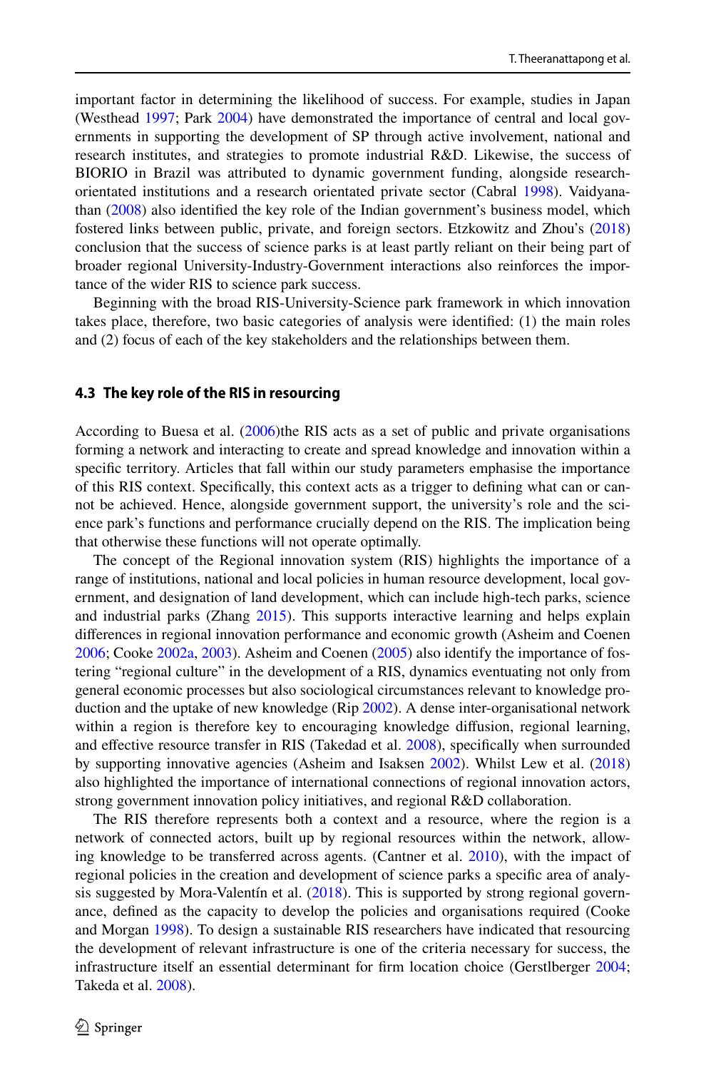important factor in determining the likelihood of success. For example, studies in Japan (Westhead 1997; Park 2004) have demonstrated the importance of central and local governments in supporting the development of SP through active involvement, national and research institutes, and strategies to promote industrial R&D. Likewise, the success of BIORIO in Brazil was attributed to dynamic government funding, alongside research-orientated institutions and a research orientated private sector (Cabral 1998). Vaidyanathan (2008) also identified the key role of the Indian government's business model, which fostered links between public, private, and foreign sectors. Etzkowitz and Zhou's (2018) conclusion that the success of science parks is at least partly reliant on their being part of broader regional University-Industry-Government interactions also reinforces the importance of the wider RIS to science park success.

Beginning with the broad RIS-University-Science park framework in which innovation takes place, therefore, two basic categories of analysis were identified: (1) the main roles and (2) focus of each of the key stakeholders and the relationships between them.

### 4.3 The key role of the RIS in resourcing

According to Buesa et al. (2006)the RIS acts as a set of public and private organisations forming a network and interacting to create and spread knowledge and innovation within a specific territory. Articles that fall within our study parameters emphasise the importance of this RIS context. Specifically, this context acts as a trigger to defining what can or cannot be achieved. Hence, alongside government support, the university's role and the science park's functions and performance crucially depend on the RIS. The implication being that otherwise these functions will not operate optimally.

The concept of the Regional innovation system (RIS) highlights the importance of a range of institutions, national and local policies in human resource development, local government, and designation of land development, which can include high-tech parks, science and industrial parks (Zhang 2015). This supports interactive learning and helps explain differences in regional innovation performance and economic growth (Asheim and Coenen 2006; Cooke 2002a, 2003). Asheim and Coenen (2005) also identify the importance of fostering "regional culture" in the development of a RIS, dynamics eventuating not only from general economic processes but also sociological circumstances relevant to knowledge production and the uptake of new knowledge (Rip 2002). A dense inter-organisational network within a region is therefore key to encouraging knowledge diffusion, regional learning, and effective resource transfer in RIS (Takedad et al. 2008), specifically when surrounded by supporting innovative agencies (Asheim and Isaksen 2002). Whilst Lew et al. (2018) also highlighted the importance of international connections of regional innovation actors, strong government innovation policy initiatives, and regional R&D collaboration.

The RIS therefore represents both a context and a resource, where the region is a network of connected actors, built up by regional resources within the network, allowing knowledge to be transferred across agents. (Cantner et al. 2010), with the impact of regional policies in the creation and development of science parks a specific area of analysis suggested by Mora-Valentín et al. (2018). This is supported by strong regional governance, defined as the capacity to develop the policies and organisations required (Cooke and Morgan 1998). To design a sustainable RIS researchers have indicated that resourcing the development of relevant infrastructure is one of the criteria necessary for success, the infrastructure itself an essential determinant for firm location choice (Gerstlberger 2004; Takeda et al. 2008).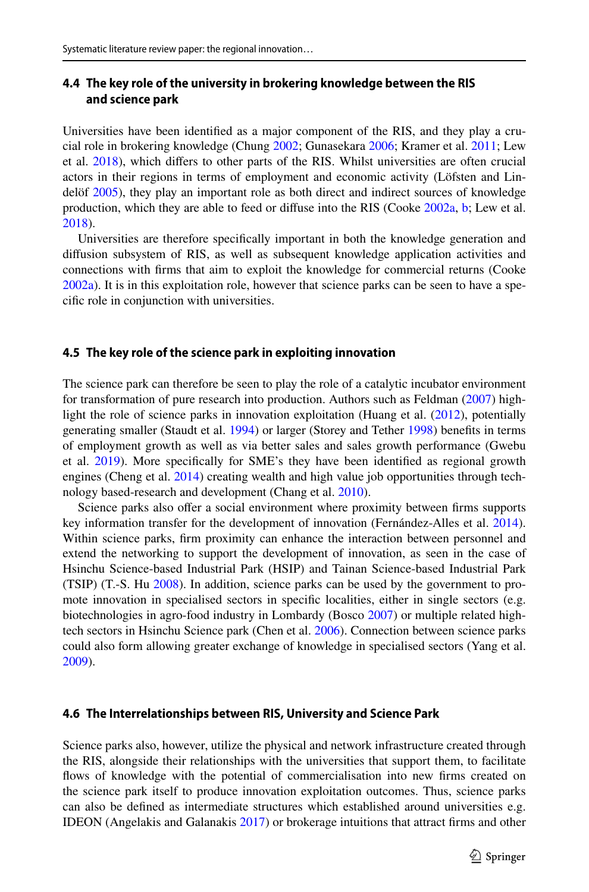### 4.4 The key role of the university in brokering knowledge between the RIS and science park

Universities have been identified as a major component of the RIS, and they play a crucial role in brokering knowledge (Chung 2002; Gunasekara 2006; Kramer et al. 2011; Lew et al. 2018), which differs to other parts of the RIS. Whilst universities are often crucial actors in their regions in terms of employment and economic activity (Löfsten and Lindelöf 2005), they play an important role as both direct and indirect sources of knowledge production, which they are able to feed or diffuse into the RIS (Cooke 2002a, b; Lew et al. 2018).

Universities are therefore specifically important in both the knowledge generation and diffusion subsystem of RIS, as well as subsequent knowledge application activities and connections with firms that aim to exploit the knowledge for commercial returns (Cooke 2002a). It is in this exploitation role, however that science parks can be seen to have a specific role in conjunction with universities.

### 4.5 The key role of the science park in exploiting innovation

The science park can therefore be seen to play the role of a catalytic incubator environment for transformation of pure research into production. Authors such as Feldman (2007) highlight the role of science parks in innovation exploitation (Huang et al. (2012), potentially generating smaller (Staudt et al. 1994) or larger (Storey and Tether 1998) benefits in terms of employment growth as well as via better sales and sales growth performance (Gwebu et al. 2019). More specifically for SME's they have been identified as regional growth engines (Cheng et al. 2014) creating wealth and high value job opportunities through technology based-research and development (Chang et al. 2010).

Science parks also offer a social environment where proximity between firms supports key information transfer for the development of innovation (Fernández-Alles et al. 2014). Within science parks, firm proximity can enhance the interaction between personnel and extend the networking to support the development of innovation, as seen in the case of Hsinchu Science-based Industrial Park (HSIP) and Tainan Science-based Industrial Park (TSIP) (T.-S. Hu 2008). In addition, science parks can be used by the government to promote innovation in specialised sectors in specific localities, either in single sectors (e.g. biotechnologies in agro-food industry in Lombardy (Bosco 2007) or multiple related high-tech sectors in Hsinchu Science park (Chen et al. 2006). Connection between science parks could also form allowing greater exchange of knowledge in specialised sectors (Yang et al. 2009).

### 4.6 The Interrelationships between RIS, University and Science Park

Science parks also, however, utilize the physical and network infrastructure created through the RIS, alongside their relationships with the universities that support them, to facilitate flows of knowledge with the potential of commercialisation into new firms created on the science park itself to produce innovation exploitation outcomes. Thus, science parks can also be defined as intermediate structures which established around universities e.g. IDEON (Angelakis and Galanakis 2017) or brokerage intuitions that attract firms and other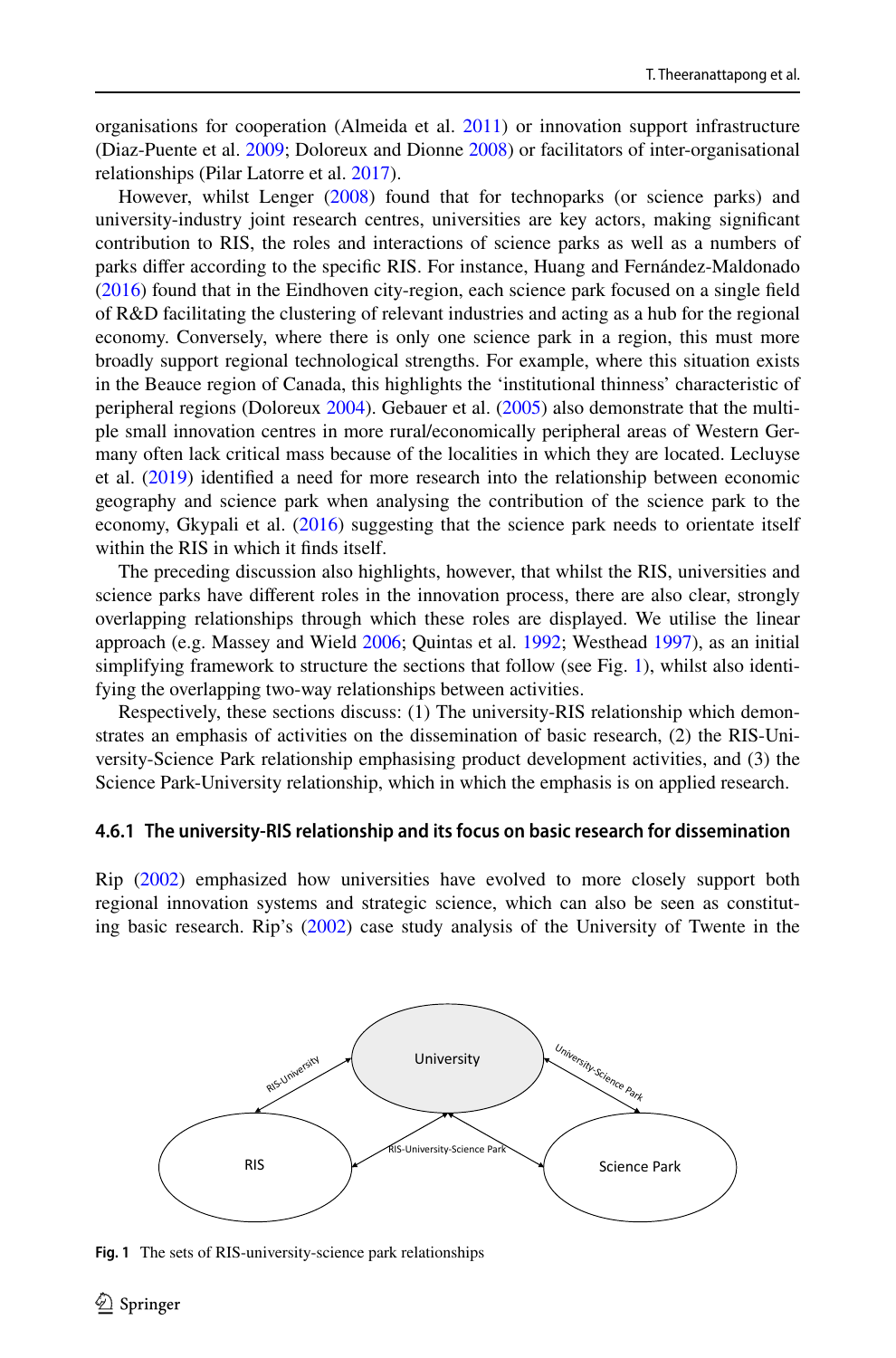organisations for cooperation (Almeida et al. 2011) or innovation support infrastructure (Diaz-Puente et al. 2009; Doloreux and Dionne 2008) or facilitators of inter-organisational relationships (Pilar Latorre et al. 2017).

However, whilst Lenger (2008) found that for technoparks (or science parks) and university-industry joint research centres, universities are key actors, making significant contribution to RIS, the roles and interactions of science parks as well as a numbers of parks differ according to the specific RIS. For instance, Huang and Fernández-Maldonado (2016) found that in the Eindhoven city-region, each science park focused on a single field of R&D facilitating the clustering of relevant industries and acting as a hub for the regional economy. Conversely, where there is only one science park in a region, this must more broadly support regional technological strengths. For example, where this situation exists in the Beauce region of Canada, this highlights the 'institutional thinness' characteristic of peripheral regions (Doloreux 2004). Gebauer et al. (2005) also demonstrate that the multiple small innovation centres in more rural/economically peripheral areas of Western Germany often lack critical mass because of the localities in which they are located. Lecluyse et al. (2019) identified a need for more research into the relationship between economic geography and science park when analysing the contribution of the science park to the economy, Gkypali et al. (2016) suggesting that the science park needs to orientate itself within the RIS in which it finds itself.

The preceding discussion also highlights, however, that whilst the RIS, universities and science parks have different roles in the innovation process, there are also clear, strongly overlapping relationships through which these roles are displayed. We utilise the linear approach (e.g. Massey and Wield 2006; Quintas et al. 1992; Westhead 1997), as an initial simplifying framework to structure the sections that follow (see Fig. 1), whilst also identifying the overlapping two-way relationships between activities.

Respectively, these sections discuss: (1) The university-RIS relationship which demonstrates an emphasis of activities on the dissemination of basic research, (2) the RIS-University-Science Park relationship emphasising product development activities, and (3) the Science Park-University relationship, which in which the emphasis is on applied research.

#### 4.6.1 The university-RIS relationship and its focus on basic research for dissemination

Rip (2002) emphasized how universities have evolved to more closely support both regional innovation systems and strategic science, which can also be seen as constituting basic research. Rip's (2002) case study analysis of the University of Twente in the

**Fig. 1** The sets of RIS-university-science park relationships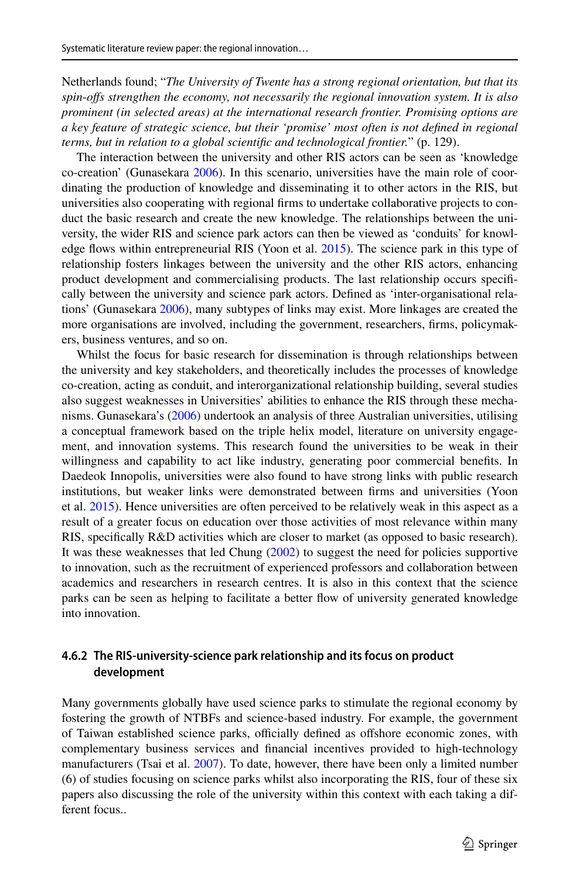Netherlands found; "*The University of Twente has a strong regional orientation, but that its spin-offs strengthen the economy, not necessarily the regional innovation system. It is also prominent (in selected areas) at the international research frontier. Promising options are a key feature of strategic science, but their 'promise' most often is not defined in regional terms, but in relation to a global scientific and technological frontier.*" (p. 129).

The interaction between the university and other RIS actors can be seen as 'knowledge co-creation' (Gunasekara 2006). In this scenario, universities have the main role of coordinating the production of knowledge and disseminating it to other actors in the RIS, but universities also cooperating with regional firms to undertake collaborative projects to conduct the basic research and create the new knowledge. The relationships between the university, the wider RIS and science park actors can then be viewed as 'conduits' for knowledge flows within entrepreneurial RIS (Yoon et al. 2015). The science park in this type of relationship fosters linkages between the university and the other RIS actors, enhancing product development and commercialising products. The last relationship occurs specifically between the university and science park actors. Defined as 'inter-organisational relations' (Gunasekara 2006), many subtypes of links may exist. More linkages are created the more organisations are involved, including the government, researchers, firms, policymakers, business ventures, and so on.

Whilst the focus for basic research for dissemination is through relationships between the university and key stakeholders, and theoretically includes the processes of knowledge co-creation, acting as conduit, and interorganizational relationship building, several studies also suggest weaknesses in Universities' abilities to enhance the RIS through these mechanisms. Gunasekara's (2006) undertook an analysis of three Australian universities, utilising a conceptual framework based on the triple helix model, literature on university engagement, and innovation systems. This research found the universities to be weak in their willingness and capability to act like industry, generating poor commercial benefits. In Daedeok Innopolis, universities were also found to have strong links with public research institutions, but weaker links were demonstrated between firms and universities (Yoon et al. 2015). Hence universities are often perceived to be relatively weak in this aspect as a result of a greater focus on education over those activities of most relevance within many RIS, specifically R&D activities which are closer to market (as opposed to basic research). It was these weaknesses that led Chung (2002) to suggest the need for policies supportive to innovation, such as the recruitment of experienced professors and collaboration between academics and researchers in research centres. It is also in this context that the science parks can be seen as helping to facilitate a better flow of university generated knowledge into innovation.

### 4.6.2 The RIS-university-science park relationship and its focus on product development

Many governments globally have used science parks to stimulate the regional economy by fostering the growth of NTBFs and science-based industry. For example, the government of Taiwan established science parks, officially defined as offshore economic zones, with complementary business services and financial incentives provided to high-technology manufacturers (Tsai et al. 2007). To date, however, there have been only a limited number (6) of studies focusing on science parks whilst also incorporating the RIS, four of these six papers also discussing the role of the university within this context with each taking a different focus..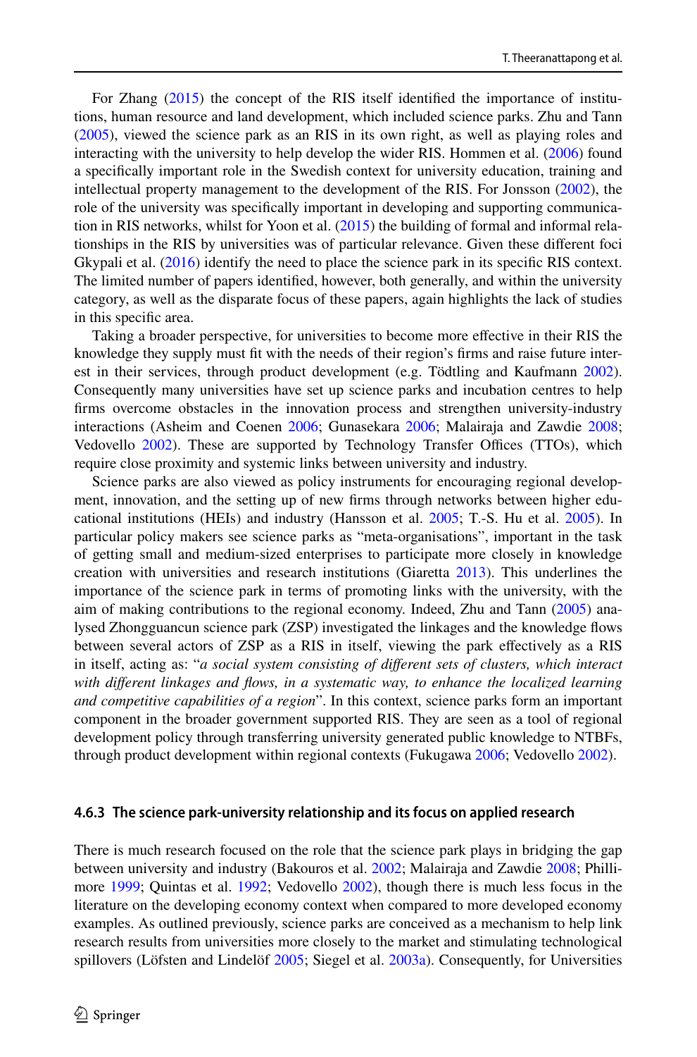For Zhang (2015) the concept of the RIS itself identified the importance of institutions, human resource and land development, which included science parks. Zhu and Tann (2005), viewed the science park as an RIS in its own right, as well as playing roles and interacting with the university to help develop the wider RIS. Hommen et al. (2006) found a specifically important role in the Swedish context for university education, training and intellectual property management to the development of the RIS. For Jonsson (2002), the role of the university was specifically important in developing and supporting communication in RIS networks, whilst for Yoon et al. (2015) the building of formal and informal relationships in the RIS by universities was of particular relevance. Given these different foci Gkypali et al. (2016) identify the need to place the science park in its specific RIS context. The limited number of papers identified, however, both generally, and within the university category, as well as the disparate focus of these papers, again highlights the lack of studies in this specific area.

Taking a broader perspective, for universities to become more effective in their RIS the knowledge they supply must fit with the needs of their region's firms and raise future interest in their services, through product development (e.g. Tödtling and Kaufmann 2002). Consequently many universities have set up science parks and incubation centres to help firms overcome obstacles in the innovation process and strengthen university-industry interactions (Asheim and Coenen 2006; Gunasekara 2006; Malairaja and Zawdie 2008; Vedovello 2002). These are supported by Technology Transfer Offices (TTOs), which require close proximity and systemic links between university and industry.

Science parks are also viewed as policy instruments for encouraging regional development, innovation, and the setting up of new firms through networks between higher educational institutions (HEIs) and industry (Hansson et al. 2005; T.-S. Hu et al. 2005). In particular policy makers see science parks as "meta-organisations", important in the task of getting small and medium-sized enterprises to participate more closely in knowledge creation with universities and research institutions (Giaretta 2013). This underlines the importance of the science park in terms of promoting links with the university, with the aim of making contributions to the regional economy. Indeed, Zhu and Tann (2005) analysed Zhongguancun science park (ZSP) investigated the linkages and the knowledge flows between several actors of ZSP as a RIS in itself, viewing the park effectively as a RIS in itself, acting as: "*a social system consisting of different sets of clusters, which interact with different linkages and flows, in a systematic way, to enhance the localized learning and competitive capabilities of a region*". In this context, science parks form an important component in the broader government supported RIS. They are seen as a tool of regional development policy through transferring university generated public knowledge to NTBFs, through product development within regional contexts (Fukugawa 2006; Vedovello 2002).

### 4.6.3 The science park-university relationship and its focus on applied research

There is much research focused on the role that the science park plays in bridging the gap between university and industry (Bakouros et al. 2002; Malairaja and Zawdie 2008; Phillimore 1999; Quintas et al. 1992; Vedovello 2002), though there is much less focus in the literature on the developing economy context when compared to more developed economy examples. As outlined previously, science parks are conceived as a mechanism to help link research results from universities more closely to the market and stimulating technological spillovers (Löfsten and Lindelöf 2005; Siegel et al. 2003a). Consequently, for Universities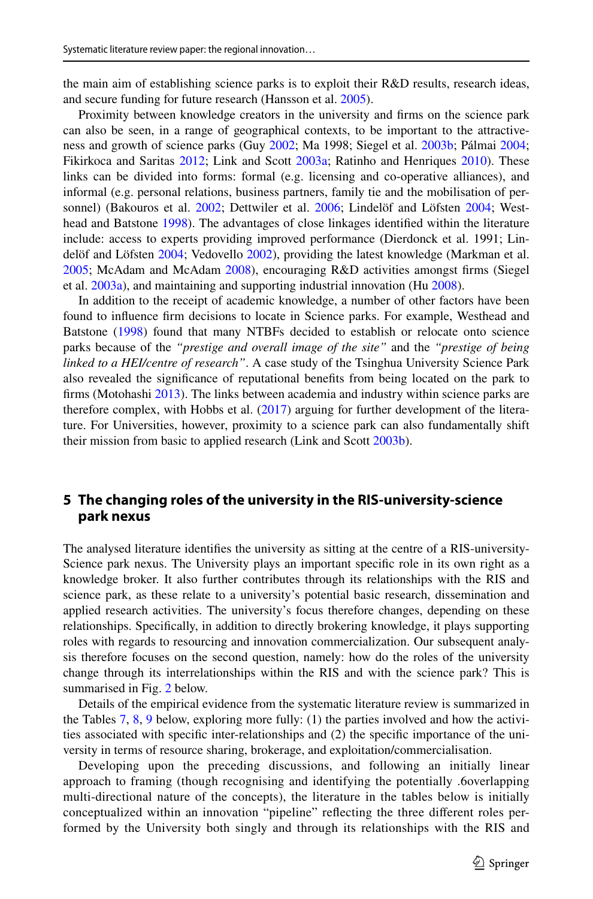the main aim of establishing science parks is to exploit their R&D results, research ideas, and secure funding for future research (Hansson et al. 2005).

Proximity between knowledge creators in the university and firms on the science park can also be seen, in a range of geographical contexts, to be important to the attractiveness and growth of science parks (Guy 2002; Ma 1998; Siegel et al. 2003b; Pálmai 2004; Fikirkoca and Saritas 2012; Link and Scott 2003a; Ratinho and Henriques 2010). These links can be divided into forms: formal (e.g. licensing and co-operative alliances), and informal (e.g. personal relations, business partners, family tie and the mobilisation of personnel) (Bakouros et al. 2002; Dettwiler et al. 2006; Lindelöf and Löfsten 2004; Westhead and Batstone 1998). The advantages of close linkages identified within the literature include: access to experts providing improved performance (Dierdonck et al. 1991; Lindelöf and Löfsten 2004; Vedovello 2002), providing the latest knowledge (Markman et al. 2005; McAdam and McAdam 2008), encouraging R&D activities amongst firms (Siegel et al. 2003a), and maintaining and supporting industrial innovation (Hu 2008).

In addition to the receipt of academic knowledge, a number of other factors have been found to influence firm decisions to locate in Science parks. For example, Westhead and Batstone (1998) found that many NTBFs decided to establish or relocate onto science parks because of the *"prestige and overall image of the site"* and the *"prestige of being linked to a HEI/centre of research"*. A case study of the Tsinghua University Science Park also revealed the significance of reputational benefits from being located on the park to firms (Motohashi 2013). The links between academia and industry within science parks are therefore complex, with Hobbs et al. (2017) arguing for further development of the literature. For Universities, however, proximity to a science park can also fundamentally shift their mission from basic to applied research (Link and Scott 2003b).

## 5 The changing roles of the university in the RIS-university-science park nexus

The analysed literature identifies the university as sitting at the centre of a RIS-university-Science park nexus. The University plays an important specific role in its own right as a knowledge broker. It also further contributes through its relationships with the RIS and science park, as these relate to a university's potential basic research, dissemination and applied research activities. The university's focus therefore changes, depending on these relationships. Specifically, in addition to directly brokering knowledge, it plays supporting roles with regards to resourcing and innovation commercialization. Our subsequent analysis therefore focuses on the second question, namely: how do the roles of the university change through its interrelationships within the RIS and with the science park? This is summarised in Fig. 2 below.

Details of the empirical evidence from the systematic literature review is summarized in the Tables 7, 8, 9 below, exploring more fully: (1) the parties involved and how the activities associated with specific inter-relationships and (2) the specific importance of the university in terms of resource sharing, brokerage, and exploitation/commercialisation.

Developing upon the preceding discussions, and following an initially linear approach to framing (though recognising and identifying the potentially .6overlapping multi-directional nature of the concepts), the literature in the tables below is initially conceptualized within an innovation "pipeline" reflecting the three different roles performed by the University both singly and through its relationships with the RIS and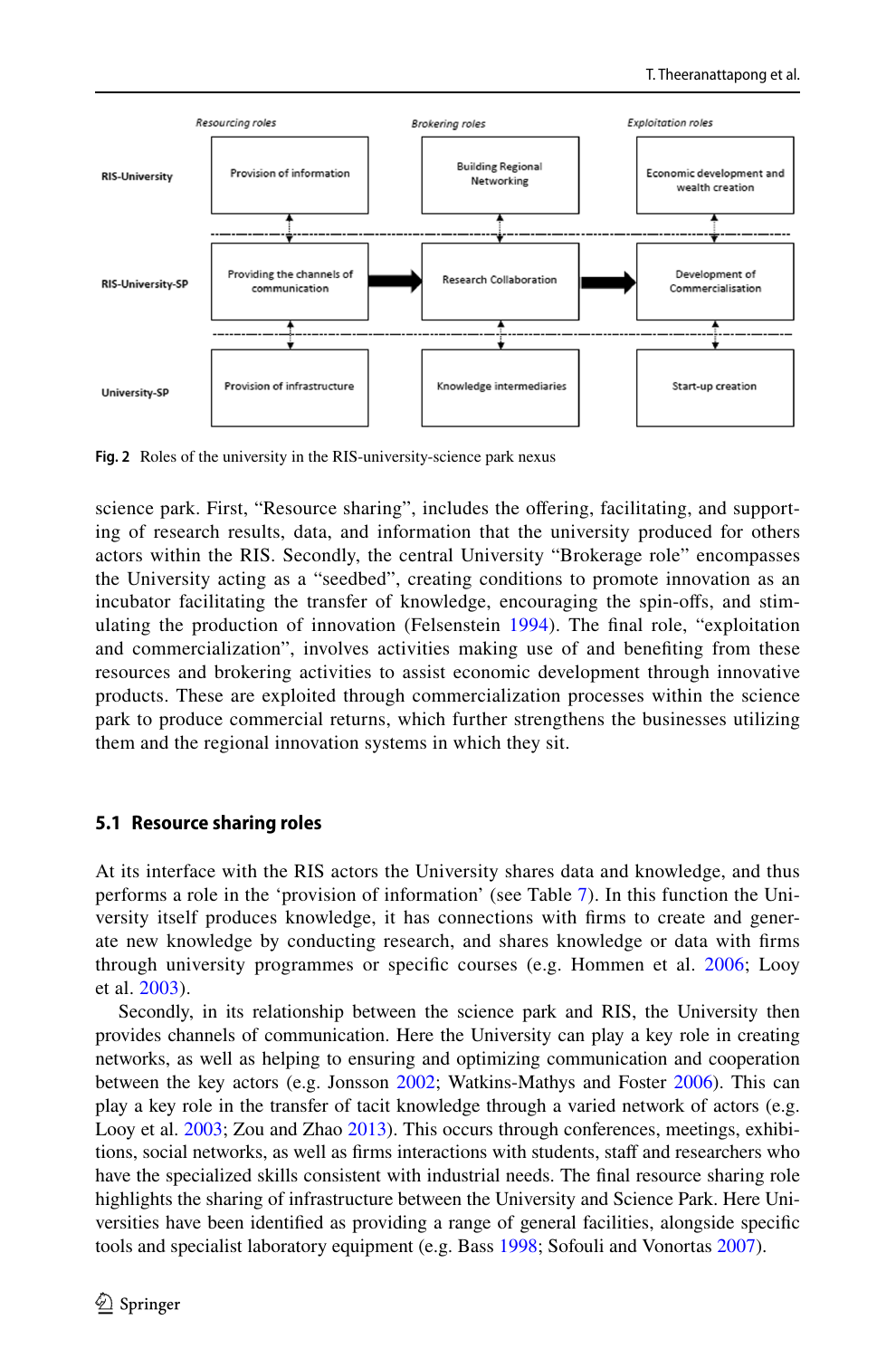| | Resourcing roles | Brokering roles | Exploitation roles |
|---|---|---|---|
| RIS-University | Provision of information | Building Regional Networking | Economic development and wealth creation |
| RIS-University-SP | Providing the channels of communication | Research Collaboration | Development of Commercialisation |
| University-SP | Provision of infrastructure | Knowledge intermediaries | Start-up creation |

**Fig. 2** Roles of the university in the RIS-university-science park nexus

science park. First, "Resource sharing", includes the offering, facilitating, and supporting of research results, data, and information that the university produced for others actors within the RIS. Secondly, the central University "Brokerage role" encompasses the University acting as a "seedbed", creating conditions to promote innovation as an incubator facilitating the transfer of knowledge, encouraging the spin-offs, and stimulating the production of innovation (Felsenstein 1994). The final role, "exploitation and commercialization", involves activities making use of and benefiting from these resources and brokering activities to assist economic development through innovative products. These are exploited through commercialization processes within the science park to produce commercial returns, which further strengthens the businesses utilizing them and the regional innovation systems in which they sit.

### 5.1 Resource sharing roles

At its interface with the RIS actors the University shares data and knowledge, and thus performs a role in the 'provision of information' (see Table 7). In this function the University itself produces knowledge, it has connections with firms to create and generate new knowledge by conducting research, and shares knowledge or data with firms through university programmes or specific courses (e.g. Hommen et al. 2006; Looy et al. 2003).

Secondly, in its relationship between the science park and RIS, the University then provides channels of communication. Here the University can play a key role in creating networks, as well as helping to ensuring and optimizing communication and cooperation between the key actors (e.g. Jonsson 2002; Watkins-Mathys and Foster 2006). This can play a key role in the transfer of tacit knowledge through a varied network of actors (e.g. Looy et al. 2003; Zou and Zhao 2013). This occurs through conferences, meetings, exhibitions, social networks, as well as firms interactions with students, staff and researchers who have the specialized skills consistent with industrial needs. The final resource sharing role highlights the sharing of infrastructure between the University and Science Park. Here Universities have been identified as providing a range of general facilities, alongside specific tools and specialist laboratory equipment (e.g. Bass 1998; Sofouli and Vonortas 2007).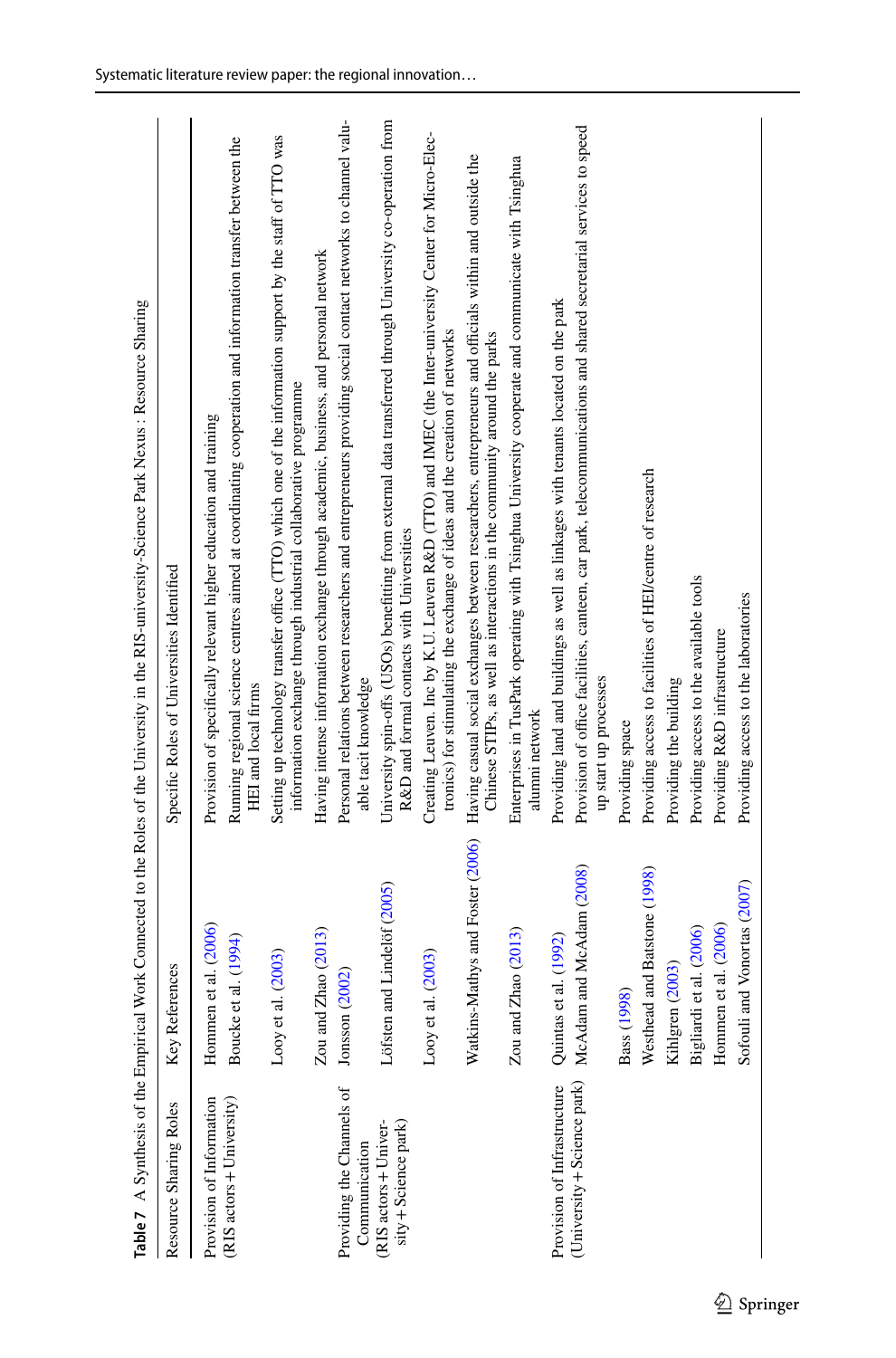**Table 7** A Synthesis of the Empirical Work Connected to the Roles of the University in the RIS-university-Science Park Nexus : Resource Sharing

| Resource Sharing Roles | Key References | Specific Roles of Universities Identified |
|---|---|---|
| Provision of Information (RIS actors + University) | Hommen et al. (2006) | Provision of specifically relevant higher education and training |
| | Boucke et al. (1994) | Running regional science centres aimed at coordinating cooperation and information transfer between the HEI and local firms |
| | Looy et al. (2003) | Setting up technology transfer office (TTO) which one of the information support by the staff of TTO was information exchange through industrial collaborative programme |
| | Zou and Zhao (2013) | Having intense information exchange through academic, business, and personal network |
| Providing the Channels of Communication (RIS actors + University + Science park) | Jonsson (2002) | Personal relations between researchers and entrepreneurs providing social contact networks to channel valuable tacit knowledge |
| | Löfsten and Lindelöf (2005) | University spin-offs (USOs) benefitting from external data transferred through University co-operation from R&D and formal contacts with Universities |
| | Looy et al. (2003) | Creating Leuven. Inc by K.U. Leuven R&D (TTO) and IMEC (the Inter-university Center for Micro-Electronics) for stimulating the exchange of ideas and the creation of networks |
| | Watkins-Mathys and Foster (2006) | Having casual social exchanges between researchers, entrepreneurs and officials within and outside the Chinese STIPs, as well as interactions in the community around the parks |
| | Zou and Zhao (2013) | Enterprises in TusPark operating with Tsinghua University cooperate and communicate with Tsinghua alumni network |
| Provision of Infrastructure (University + Science park) | Quintas et al. (1992) | Providing land and buildings as well as linkages with tenants located on the park |
| | McAdam and McAdam (2008) | Provision of office facilities, canteen, car park, telecommunications and shared secretarial services to speed up start up processes |
| | Bass (1998) | Providing space |
| | Westhead and Batstone (1998) | Providing access to facilities of HEI/centre of research |
| | Kihlgren (2003) | Providing the building |
| | Bigliardi et al. (2006) | Providing access to the available tools |
| | Hommen et al. (2006) | Providing R&D infrastructure |
| | Sofouli and Vonortas (2007) | Providing access to the laboratories |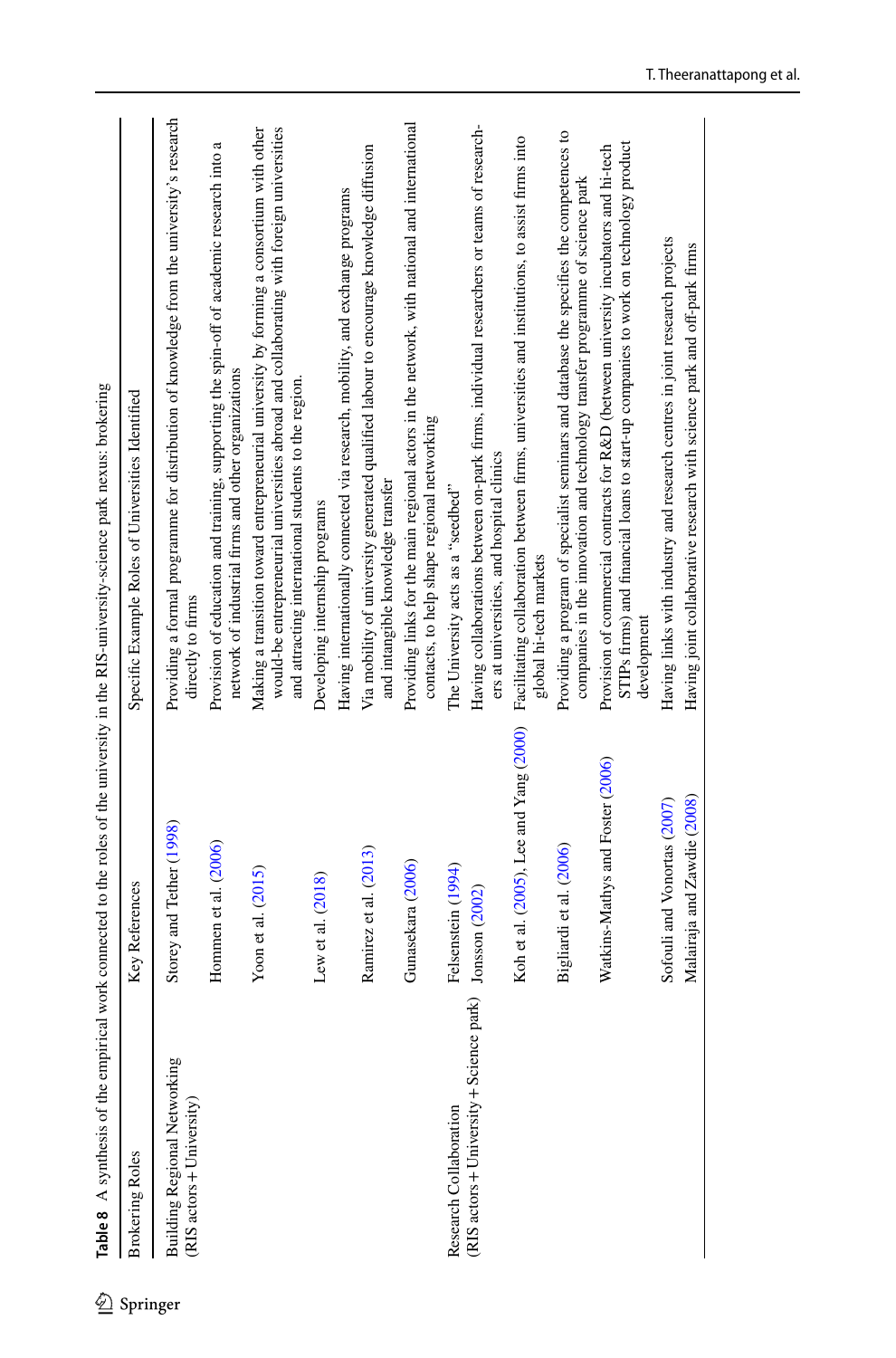**Table 8** A synthesis of the empirical work connected to the roles of the university in the RIS-university-science park nexus: brokering

| Brokering Roles | Key References | Specific Example Roles of Universities Identified |
|---|---|---|
| Building Regional Networking (RIS actors + University) | Storey and Tether (1998) | Providing a formal programme for distribution of knowledge from the university's research directly to firms |
| | Hommen et al. (2006) | Provision of education and training, supporting the spin-off of academic research into a network of industrial firms and other organizations |
| | Yoon et al. (2015) | Making a transition toward entrepreneurial university by forming a consortium with other would-be entrepreneurial universities abroad and collaborating with foreign universities and attracting international students to the region. |
| | Lew et al. (2018) | Developing internship programs |
| | | Having internationally connected via research, mobility, and exchange programs |
| | Ramirez et al. (2013) | Via mobility of university generated qualified labour to encourage knowledge diffusion and intangible knowledge transfer |
| | Gunasekara (2006) | Providing links for the main regional actors in the network, with national and international contacts, to help shape regional networking |
| Research Collaboration (RIS actors + University + Science park) | Felsenstein (1994) | The University acts as a "seedbed" |
| | Jonsson (2002) | Having collaborations between on-park firms, individual researchers or teams of researchers at universities, and hospital clinics |
| | Koh et al. (2005), Lee and Yang (2000) | Facilitating collaboration between firms, universities and institutions, to assist firms into global hi-tech markets |
| | Bigliardi et al. (2006) | Providing a program of specialist seminars and database the specifies the competences to companies in the innovation and technology transfer programme of science park |
| | Watkins-Mathys and Foster (2006) | Provision of commercial contracts for R&D (between university incubators and hi-tech STIPs firms) and financial loans to start-up companies to work on technology product development |
| | Sofouli and Vonortas (2007) | Having links with industry and research centres in joint research projects |
| | Malairaja and Zawdie (2008) | Having joint collaborative research with science park and off-park firms |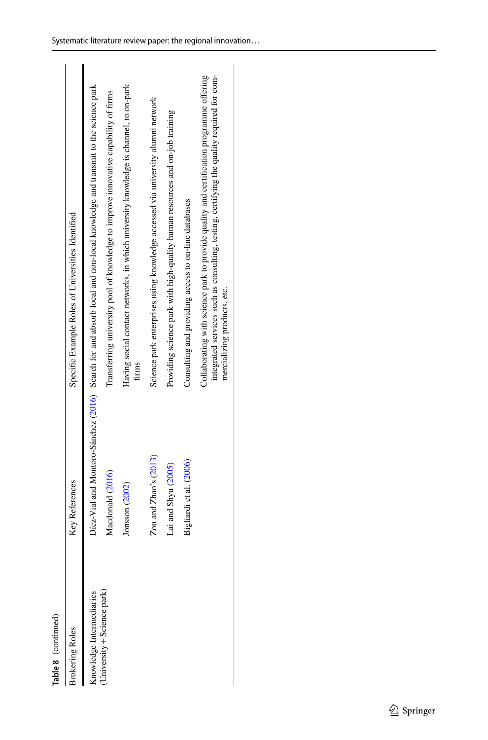**Table 8** (continued)

| Brokering Roles | Key References | Specific Example Roles of Universities Identified |
|---|---|---|
| Knowledge Intermediaries (University + Science park) | Díez-Vial and Montoro-Sánchez (2016) | Search for and absorb local and non-local knowledge and transmit to the science park |
| | Macdonald (2016) | Transferring university pool of knowledge to improve innovative capability of firms |
| | Jonsson (2002) | Having social contact networks, in which university knowledge is channel, to on-park firms |
| | Zou and Zhao's (2013) | Science park enterprises using knowledge accessed via university alumni network |
| | Lai and Shyu (2005) | Providing science park with high-quality human resources and on-job training |
| | Bigliardi et al. (2006) | Consulting and providing access to on-line databases |
| | | Collaborating with science park to provide quality and certification programme offering integrated services such as consulting, testing, certifying the quality required for commercializing products, etc. |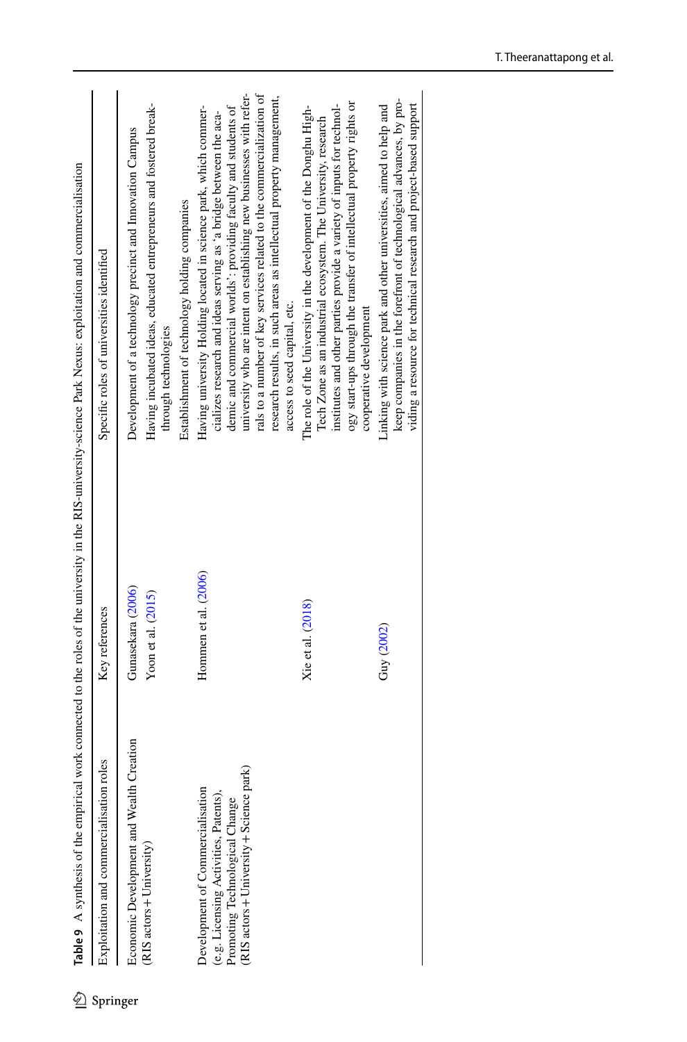**Table 9** A synthesis of the empirical work connected to the roles of the university in the RIS-university-science Park Nexus: exploitation and commercialisation

| Exploitation and commercialisation roles | Key references | Specific roles of universities identified |
|---|---|---|
| Economic Development and Wealth Creation (RIS actors + University) | Gunasekara (2006) | Development of a technology precinct and Innovation Campus |
| | Yoon et al. (2015) | Having incubated ideas, educated entrepreneurs and fostered breakthrough technologies |
| | | Establishment of technology holding companies |
| Development of Commercialisation (e.g. Licensing Activities, Patents), Promoting Technological Change (RIS actors + University + Science park) | Hommen et al. (2006) | Having university Holding located in science park, which commercializes research and ideas serving as 'a bridge between the academic and commercial worlds': providing faculty and students of university who are intent on establishing new businesses with referrals to a number of key services related to the commercialization of research results, in such areas as intellectual property management, access to seed capital, etc. |
| | Xie et al. (2018) | The role of the University in the development of the Donghu High-Tech Zone as an industrial ecosystem. The University, research institutes and other parties provide a variety of inputs for technology start-ups through the transfer of intellectual property rights or cooperative development |
| | Guy (2002) | Linking with science park and other universities, aimed to help and keep companies in the forefront of technological advances, by providing a resource for technical research and project-based support |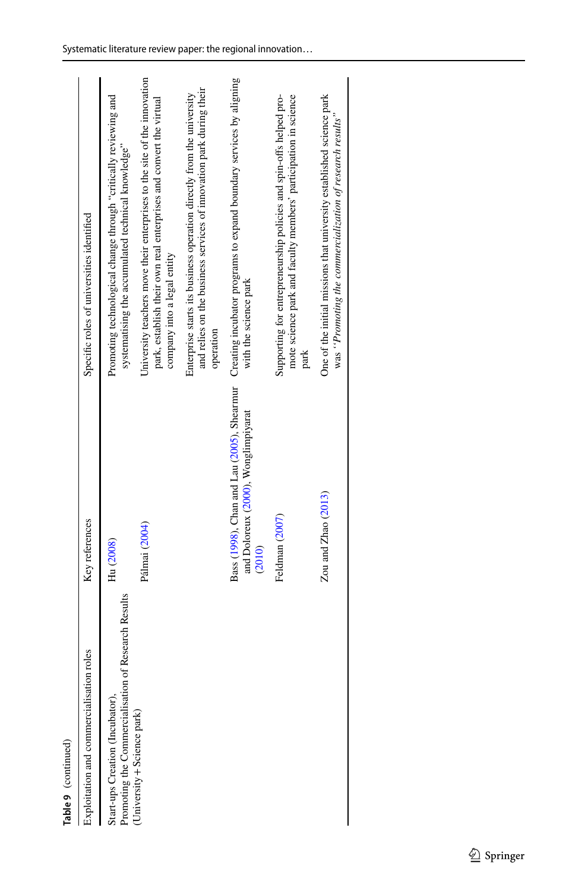**Table 9** (continued)

| Exploitation and commercialisation roles | Key references | Specific roles of universities identified |
|---|---|---|
| Start-ups Creation (Incubator), Promoting the Commercialisation of Research Results (University + Science park) | Hu (2008) | Promoting technological change through "critically reviewing and systematising the accumulated technical knowledge" |
| | Pálmai (2004) | University teachers move their enterprises to the site of the innovation park, establish their own real enterprises and convert the virtual company into a legal entity |
| | | Enterprise starts its business operation directly from the university and relies on the business services of innovation park during their operation |
| | Bass (1998), Chan and Lau (2005), Shearmur and Doloreux (2000), Wonglimpiyarat (2010) | Creating incubator programs to expand boundary services by aligning with the science park |
| | Feldman (2007) | Supporting for entrepreneurship policies and spin-offs helped promote science park and faculty members' participation in science park |
| | Zou and Zhao (2013) | One of the initial missions that university established science park was "*Promoting the commercialization of research results*" |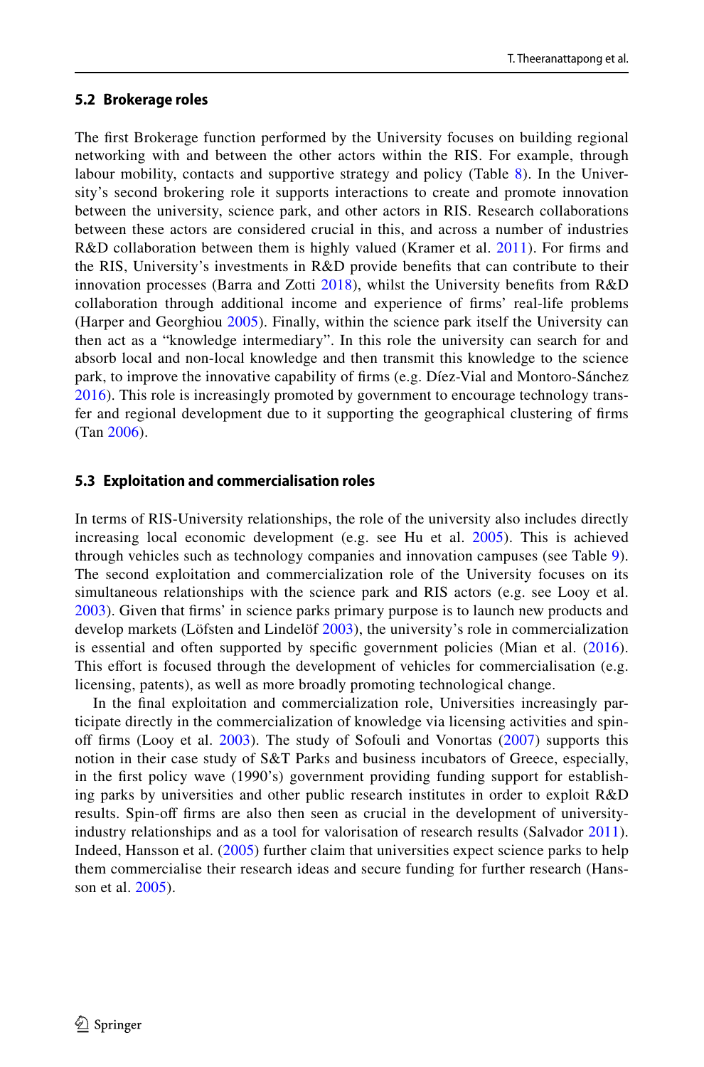### 5.2 Brokerage roles

The first Brokerage function performed by the University focuses on building regional networking with and between the other actors within the RIS. For example, through labour mobility, contacts and supportive strategy and policy (Table 8). In the University's second brokering role it supports interactions to create and promote innovation between the university, science park, and other actors in RIS. Research collaborations between these actors are considered crucial in this, and across a number of industries R&D collaboration between them is highly valued (Kramer et al. 2011). For firms and the RIS, University's investments in R&D provide benefits that can contribute to their innovation processes (Barra and Zotti 2018), whilst the University benefits from R&D collaboration through additional income and experience of firms' real-life problems (Harper and Georghiou 2005). Finally, within the science park itself the University can then act as a "knowledge intermediary". In this role the university can search for and absorb local and non-local knowledge and then transmit this knowledge to the science park, to improve the innovative capability of firms (e.g. Díez-Vial and Montoro-Sánchez 2016). This role is increasingly promoted by government to encourage technology transfer and regional development due to it supporting the geographical clustering of firms (Tan 2006).

### 5.3 Exploitation and commercialisation roles

In terms of RIS-University relationships, the role of the university also includes directly increasing local economic development (e.g. see Hu et al. 2005). This is achieved through vehicles such as technology companies and innovation campuses (see Table 9). The second exploitation and commercialization role of the University focuses on its simultaneous relationships with the science park and RIS actors (e.g. see Looy et al. 2003). Given that firms' in science parks primary purpose is to launch new products and develop markets (Löfsten and Lindelöf 2003), the university's role in commercialization is essential and often supported by specific government policies (Mian et al. (2016). This effort is focused through the development of vehicles for commercialisation (e.g. licensing, patents), as well as more broadly promoting technological change.

In the final exploitation and commercialization role, Universities increasingly participate directly in the commercialization of knowledge via licensing activities and spin-off firms (Looy et al. 2003). The study of Sofouli and Vonortas (2007) supports this notion in their case study of S&T Parks and business incubators of Greece, especially, in the first policy wave (1990's) government providing funding support for establishing parks by universities and other public research institutes in order to exploit R&D results. Spin-off firms are also then seen as crucial in the development of university-industry relationships and as a tool for valorisation of research results (Salvador 2011). Indeed, Hansson et al. (2005) further claim that universities expect science parks to help them commercialise their research ideas and secure funding for further research (Hansson et al. 2005).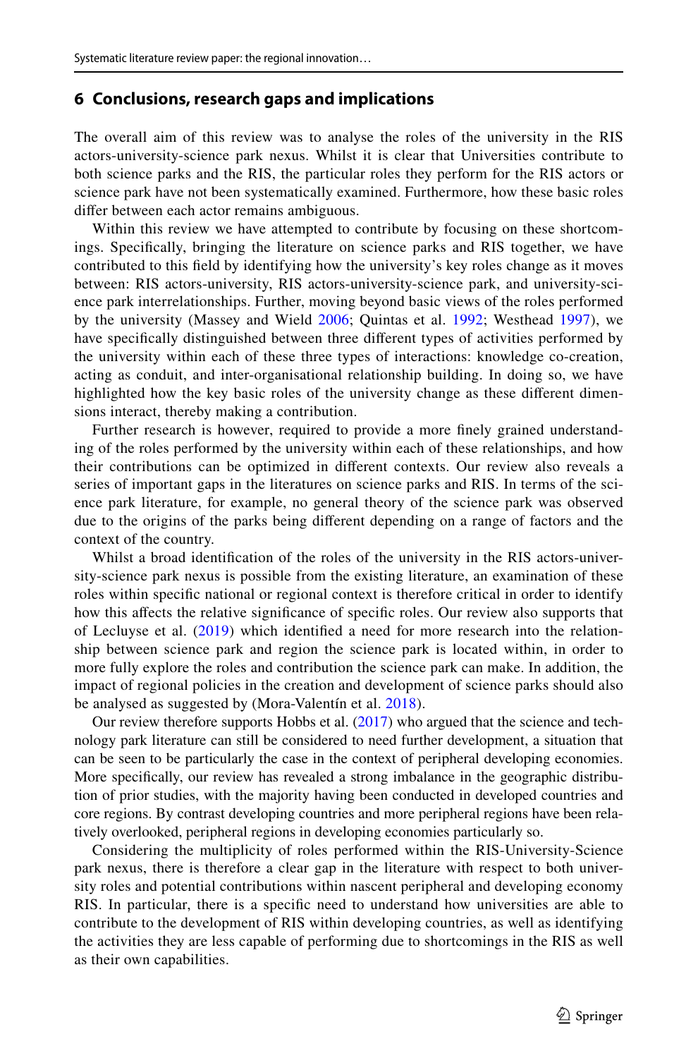## 6 Conclusions, research gaps and implications

The overall aim of this review was to analyse the roles of the university in the RIS actors-university-science park nexus. Whilst it is clear that Universities contribute to both science parks and the RIS, the particular roles they perform for the RIS actors or science park have not been systematically examined. Furthermore, how these basic roles differ between each actor remains ambiguous.

Within this review we have attempted to contribute by focusing on these shortcomings. Specifically, bringing the literature on science parks and RIS together, we have contributed to this field by identifying how the university's key roles change as it moves between: RIS actors-university, RIS actors-university-science park, and university-science park interrelationships. Further, moving beyond basic views of the roles performed by the university (Massey and Wield 2006; Quintas et al. 1992; Westhead 1997), we have specifically distinguished between three different types of activities performed by the university within each of these three types of interactions: knowledge co-creation, acting as conduit, and inter-organisational relationship building. In doing so, we have highlighted how the key basic roles of the university change as these different dimensions interact, thereby making a contribution.

Further research is however, required to provide a more finely grained understanding of the roles performed by the university within each of these relationships, and how their contributions can be optimized in different contexts. Our review also reveals a series of important gaps in the literatures on science parks and RIS. In terms of the science park literature, for example, no general theory of the science park was observed due to the origins of the parks being different depending on a range of factors and the context of the country.

Whilst a broad identification of the roles of the university in the RIS actors-university-science park nexus is possible from the existing literature, an examination of these roles within specific national or regional context is therefore critical in order to identify how this affects the relative significance of specific roles. Our review also supports that of Lecluyse et al. (2019) which identified a need for more research into the relationship between science park and region the science park is located within, in order to more fully explore the roles and contribution the science park can make. In addition, the impact of regional policies in the creation and development of science parks should also be analysed as suggested by (Mora-Valentín et al. 2018).

Our review therefore supports Hobbs et al. (2017) who argued that the science and technology park literature can still be considered to need further development, a situation that can be seen to be particularly the case in the context of peripheral developing economies. More specifically, our review has revealed a strong imbalance in the geographic distribution of prior studies, with the majority having been conducted in developed countries and core regions. By contrast developing countries and more peripheral regions have been relatively overlooked, peripheral regions in developing economies particularly so.

Considering the multiplicity of roles performed within the RIS-University-Science park nexus, there is therefore a clear gap in the literature with respect to both university roles and potential contributions within nascent peripheral and developing economy RIS. In particular, there is a specific need to understand how universities are able to contribute to the development of RIS within developing countries, as well as identifying the activities they are less capable of performing due to shortcomings in the RIS as well as their own capabilities.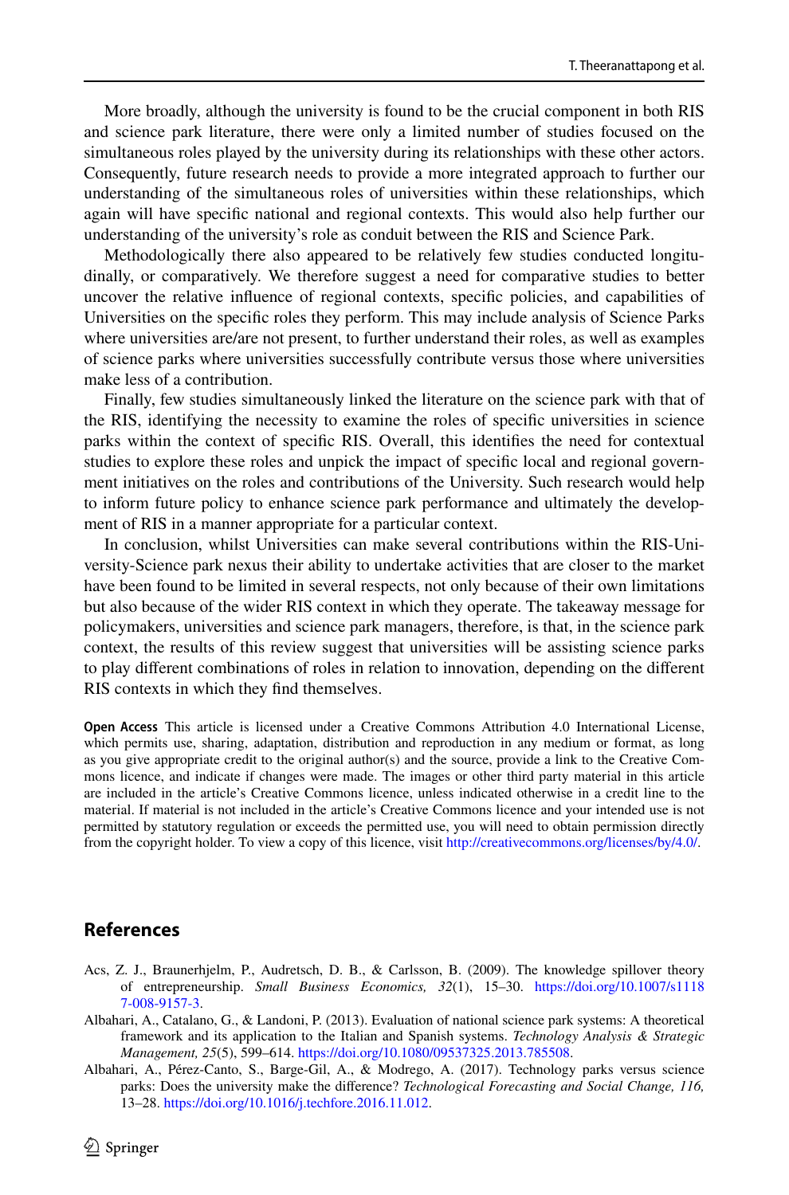More broadly, although the university is found to be the crucial component in both RIS and science park literature, there were only a limited number of studies focused on the simultaneous roles played by the university during its relationships with these other actors. Consequently, future research needs to provide a more integrated approach to further our understanding of the simultaneous roles of universities within these relationships, which again will have specific national and regional contexts. This would also help further our understanding of the university's role as conduit between the RIS and Science Park.

Methodologically there also appeared to be relatively few studies conducted longitudinally, or comparatively. We therefore suggest a need for comparative studies to better uncover the relative influence of regional contexts, specific policies, and capabilities of Universities on the specific roles they perform. This may include analysis of Science Parks where universities are/are not present, to further understand their roles, as well as examples of science parks where universities successfully contribute versus those where universities make less of a contribution.

Finally, few studies simultaneously linked the literature on the science park with that of the RIS, identifying the necessity to examine the roles of specific universities in science parks within the context of specific RIS. Overall, this identifies the need for contextual studies to explore these roles and unpick the impact of specific local and regional government initiatives on the roles and contributions of the University. Such research would help to inform future policy to enhance science park performance and ultimately the development of RIS in a manner appropriate for a particular context.

In conclusion, whilst Universities can make several contributions within the RIS-University-Science park nexus their ability to undertake activities that are closer to the market have been found to be limited in several respects, not only because of their own limitations but also because of the wider RIS context in which they operate. The takeaway message for policymakers, universities and science park managers, therefore, is that, in the science park context, the results of this review suggest that universities will be assisting science parks to play different combinations of roles in relation to innovation, depending on the different RIS contexts in which they find themselves.

**Open Access** This article is licensed under a Creative Commons Attribution 4.0 International License, which permits use, sharing, adaptation, distribution and reproduction in any medium or format, as long as you give appropriate credit to the original author(s) and the source, provide a link to the Creative Commons licence, and indicate if changes were made. The images or other third party material in this article are included in the article's Creative Commons licence, unless indicated otherwise in a credit line to the material. If material is not included in the article's Creative Commons licence and your intended use is not permitted by statutory regulation or exceeds the permitted use, you will need to obtain permission directly from the copyright holder. To view a copy of this licence, visit http://creativecommons.org/licenses/by/4.0/.

## References

Acs, Z. J., Braunerhjelm, P., Audretsch, D. B., & Carlsson, B. (2009). The knowledge spillover theory of entrepreneurship. *Small Business Economics, 32*(1), 15–30. https://doi.org/10.1007/s11187-008-9157-3.

Albahari, A., Catalano, G., & Landoni, P. (2013). Evaluation of national science park systems: A theoretical framework and its application to the Italian and Spanish systems. *Technology Analysis & Strategic Management, 25*(5), 599–614. https://doi.org/10.1080/09537325.2013.785508.

Albahari, A., Pérez-Canto, S., Barge-Gil, A., & Modrego, A. (2017). Technology parks versus science parks: Does the university make the difference? *Technological Forecasting and Social Change, 116,* 13–28. https://doi.org/10.1016/j.techfore.2016.11.012.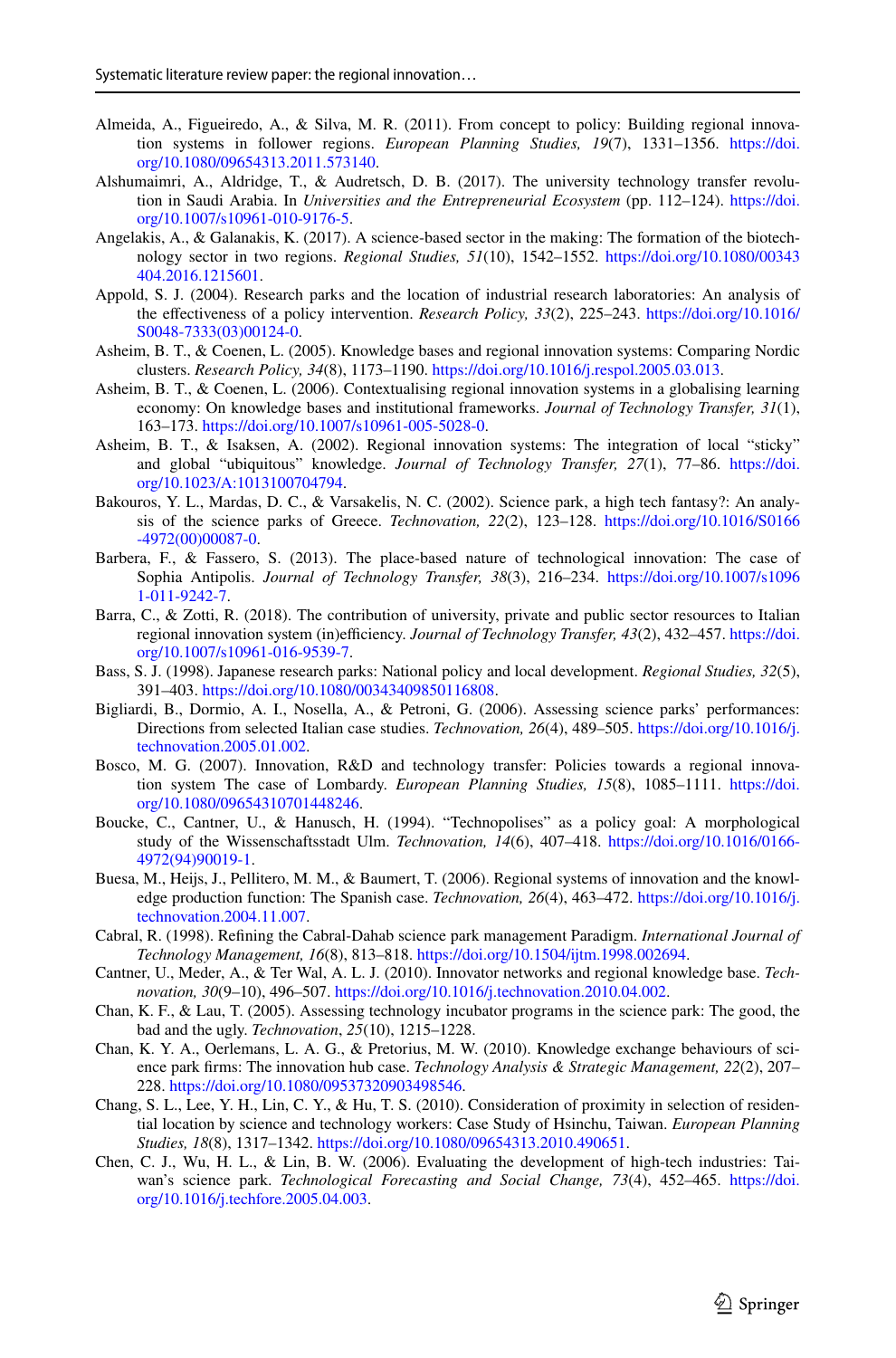Almeida, A., Figueiredo, A., & Silva, M. R. (2011). From concept to policy: Building regional innovation systems in follower regions. *European Planning Studies, 19*(7), 1331–1356. https://doi.org/10.1080/09654313.2011.573140.

Alshumaimri, A., Aldridge, T., & Audretsch, D. B. (2017). The university technology transfer revolution in Saudi Arabia. In *Universities and the Entrepreneurial Ecosystem* (pp. 112–124). https://doi.org/10.1007/s10961-010-9176-5.

Angelakis, A., & Galanakis, K. (2017). A science-based sector in the making: The formation of the biotechnology sector in two regions. *Regional Studies, 51*(10), 1542–1552. https://doi.org/10.1080/00343404.2016.1215601.

Appold, S. J. (2004). Research parks and the location of industrial research laboratories: An analysis of the effectiveness of a policy intervention. *Research Policy, 33*(2), 225–243. https://doi.org/10.1016/S0048-7333(03)00124-0.

Asheim, B. T., & Coenen, L. (2005). Knowledge bases and regional innovation systems: Comparing Nordic clusters. *Research Policy, 34*(8), 1173–1190. https://doi.org/10.1016/j.respol.2005.03.013.

Asheim, B. T., & Coenen, L. (2006). Contextualising regional innovation systems in a globalising learning economy: On knowledge bases and institutional frameworks. *Journal of Technology Transfer, 31*(1), 163–173. https://doi.org/10.1007/s10961-005-5028-0.

Asheim, B. T., & Isaksen, A. (2002). Regional innovation systems: The integration of local "sticky" and global "ubiquitous" knowledge. *Journal of Technology Transfer, 27*(1), 77–86. https://doi.org/10.1023/A:1013100704794.

Bakouros, Y. L., Mardas, D. C., & Varsakelis, N. C. (2002). Science park, a high tech fantasy?: An analysis of the science parks of Greece. *Technovation, 22*(2), 123–128. https://doi.org/10.1016/S0166-4972(00)00087-0.

Barbera, F., & Fassero, S. (2013). The place-based nature of technological innovation: The case of Sophia Antipolis. *Journal of Technology Transfer, 38*(3), 216–234. https://doi.org/10.1007/s10961-011-9242-7.

Barra, C., & Zotti, R. (2018). The contribution of university, private and public sector resources to Italian regional innovation system (in)efficiency. *Journal of Technology Transfer, 43*(2), 432–457. https://doi.org/10.1007/s10961-016-9539-7.

Bass, S. J. (1998). Japanese research parks: National policy and local development. *Regional Studies, 32*(5), 391–403. https://doi.org/10.1080/00343409850116808.

Bigliardi, B., Dormio, A. I., Nosella, A., & Petroni, G. (2006). Assessing science parks' performances: Directions from selected Italian case studies. *Technovation, 26*(4), 489–505. https://doi.org/10.1016/j.technovation.2005.01.002.

Bosco, M. G. (2007). Innovation, R&D and technology transfer: Policies towards a regional innovation system The case of Lombardy. *European Planning Studies, 15*(8), 1085–1111. https://doi.org/10.1080/09654310701448246.

Boucke, C., Cantner, U., & Hanusch, H. (1994). "Technopolises" as a policy goal: A morphological study of the Wissenschaftsstadt Ulm. *Technovation, 14*(6), 407–418. https://doi.org/10.1016/0166-4972(94)90019-1.

Buesa, M., Heijs, J., Pellitero, M. M., & Baumert, T. (2006). Regional systems of innovation and the knowledge production function: The Spanish case. *Technovation, 26*(4), 463–472. https://doi.org/10.1016/j.technovation.2004.11.007.

Cabral, R. (1998). Refining the Cabral-Dahab science park management Paradigm. *International Journal of Technology Management, 16*(8), 813–818. https://doi.org/10.1504/ijtm.1998.002694.

Cantner, U., Meder, A., & Ter Wal, A. L. J. (2010). Innovator networks and regional knowledge base. *Technovation, 30*(9–10), 496–507. https://doi.org/10.1016/j.technovation.2010.04.002.

Chan, K. F., & Lau, T. (2005). Assessing technology incubator programs in the science park: The good, the bad and the ugly. *Technovation*, *25*(10), 1215–1228.

Chan, K. Y. A., Oerlemans, L. A. G., & Pretorius, M. W. (2010). Knowledge exchange behaviours of science park firms: The innovation hub case. *Technology Analysis & Strategic Management, 22*(2), 207–228. https://doi.org/10.1080/09537320903498546.

Chang, S. L., Lee, Y. H., Lin, C. Y., & Hu, T. S. (2010). Consideration of proximity in selection of residential location by science and technology workers: Case Study of Hsinchu, Taiwan. *European Planning Studies, 18*(8), 1317–1342. https://doi.org/10.1080/09654313.2010.490651.

Chen, C. J., Wu, H. L., & Lin, B. W. (2006). Evaluating the development of high-tech industries: Taiwan's science park. *Technological Forecasting and Social Change, 73*(4), 452–465. https://doi.org/10.1016/j.techfore.2005.04.003.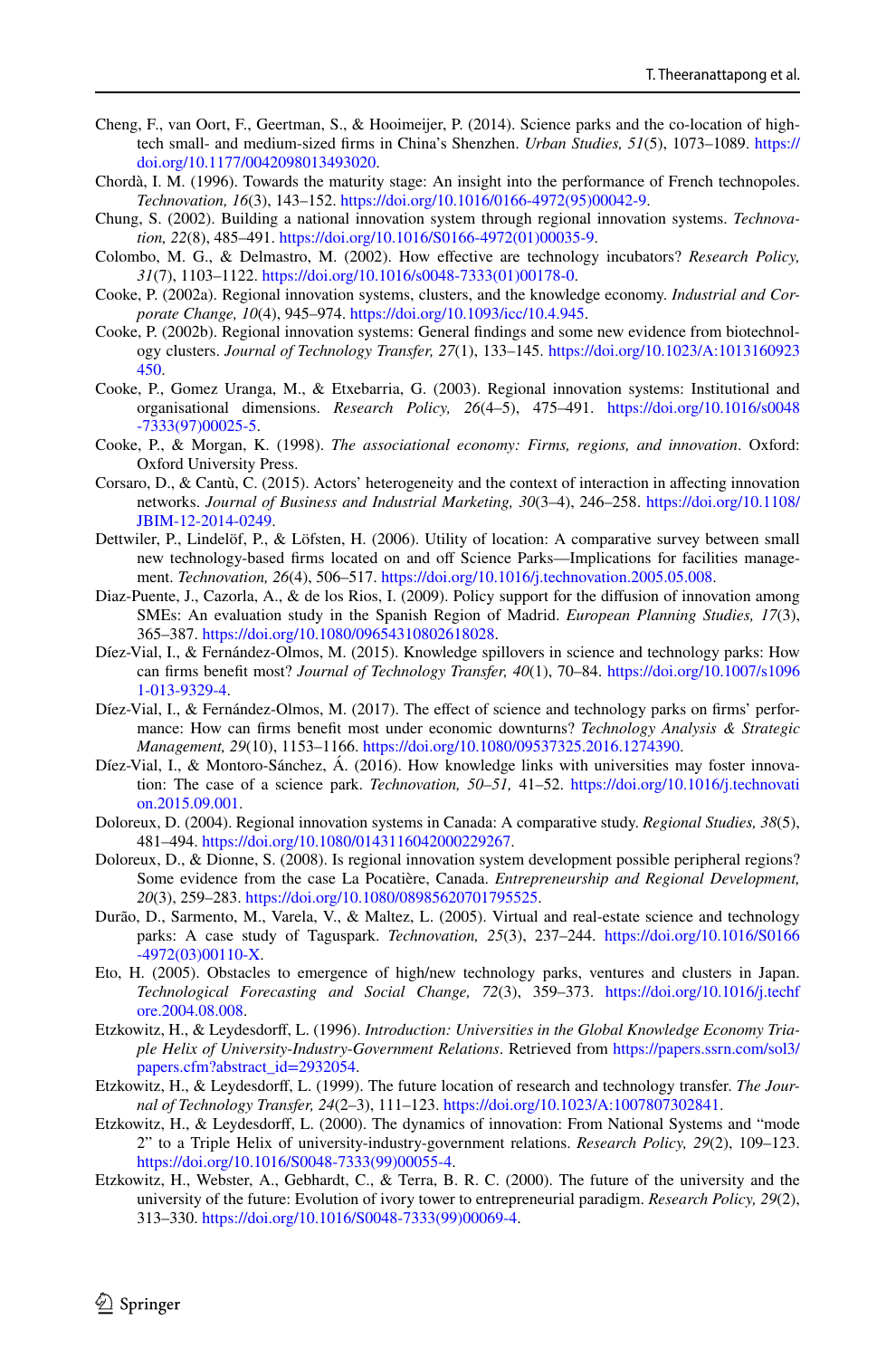Cheng, F., van Oort, F., Geertman, S., & Hooimeijer, P. (2014). Science parks and the co-location of high-tech small- and medium-sized firms in China's Shenzhen. *Urban Studies, 51*(5), 1073–1089. https://doi.org/10.1177/0042098013493020.

Chordà, I. M. (1996). Towards the maturity stage: An insight into the performance of French technopoles. *Technovation, 16*(3), 143–152. https://doi.org/10.1016/0166-4972(95)00042-9.

Chung, S. (2002). Building a national innovation system through regional innovation systems. *Technovation, 22*(8), 485–491. https://doi.org/10.1016/S0166-4972(01)00035-9.

Colombo, M. G., & Delmastro, M. (2002). How effective are technology incubators? *Research Policy, 31*(7), 1103–1122. https://doi.org/10.1016/s0048-7333(01)00178-0.

Cooke, P. (2002a). Regional innovation systems, clusters, and the knowledge economy. *Industrial and Corporate Change, 10*(4), 945–974. https://doi.org/10.1093/icc/10.4.945.

Cooke, P. (2002b). Regional innovation systems: General findings and some new evidence from biotechnology clusters. *Journal of Technology Transfer, 27*(1), 133–145. https://doi.org/10.1023/A:1013160923450.

Cooke, P., Gomez Uranga, M., & Etxebarria, G. (2003). Regional innovation systems: Institutional and organisational dimensions. *Research Policy, 26*(4–5), 475–491. https://doi.org/10.1016/s0048-7333(97)00025-5.

Cooke, P., & Morgan, K. (1998). *The associational economy: Firms, regions, and innovation*. Oxford: Oxford University Press.

Corsaro, D., & Cantù, C. (2015). Actors' heterogeneity and the context of interaction in affecting innovation networks. *Journal of Business and Industrial Marketing, 30*(3–4), 246–258. https://doi.org/10.1108/JBIM-12-2014-0249.

Dettwiler, P., Lindelöf, P., & Löfsten, H. (2006). Utility of location: A comparative survey between small new technology-based firms located on and off Science Parks—Implications for facilities management. *Technovation, 26*(4), 506–517. https://doi.org/10.1016/j.technovation.2005.05.008.

Diaz-Puente, J., Cazorla, A., & de los Rios, I. (2009). Policy support for the diffusion of innovation among SMEs: An evaluation study in the Spanish Region of Madrid. *European Planning Studies, 17*(3), 365–387. https://doi.org/10.1080/09654310802618028.

Díez-Vial, I., & Fernández-Olmos, M. (2015). Knowledge spillovers in science and technology parks: How can firms benefit most? *Journal of Technology Transfer, 40*(1), 70–84. https://doi.org/10.1007/s10961-013-9329-4.

Díez-Vial, I., & Fernández-Olmos, M. (2017). The effect of science and technology parks on firms' performance: How can firms benefit most under economic downturns? *Technology Analysis & Strategic Management, 29*(10), 1153–1166. https://doi.org/10.1080/09537325.2016.1274390.

Díez-Vial, I., & Montoro-Sánchez, Á. (2016). How knowledge links with universities may foster innovation: The case of a science park. *Technovation, 50–51,* 41–52. https://doi.org/10.1016/j.technovation.2015.09.001.

Doloreux, D. (2004). Regional innovation systems in Canada: A comparative study. *Regional Studies, 38*(5), 481–494. https://doi.org/10.1080/0143116042000229267.

Doloreux, D., & Dionne, S. (2008). Is regional innovation system development possible peripheral regions? Some evidence from the case La Pocatière, Canada. *Entrepreneurship and Regional Development, 20*(3), 259–283. https://doi.org/10.1080/08985620701795525.

Durão, D., Sarmento, M., Varela, V., & Maltez, L. (2005). Virtual and real-estate science and technology parks: A case study of Taguspark. *Technovation, 25*(3), 237–244. https://doi.org/10.1016/S0166-4972(03)00110-X.

Eto, H. (2005). Obstacles to emergence of high/new technology parks, ventures and clusters in Japan. *Technological Forecasting and Social Change, 72*(3), 359–373. https://doi.org/10.1016/j.techfore.2004.08.008.

Etzkowitz, H., & Leydesdorff, L. (1996). *Introduction: Universities in the Global Knowledge Economy Triaple Helix of University-Industry-Government Relations*. Retrieved from https://papers.ssrn.com/sol3/papers.cfm?abstract_id=2932054.

Etzkowitz, H., & Leydesdorff, L. (1999). The future location of research and technology transfer. *The Journal of Technology Transfer, 24*(2–3), 111–123. https://doi.org/10.1023/A:1007807302841.

Etzkowitz, H., & Leydesdorff, L. (2000). The dynamics of innovation: From National Systems and "mode 2" to a Triple Helix of university-industry-government relations. *Research Policy, 29*(2), 109–123. https://doi.org/10.1016/S0048-7333(99)00055-4.

Etzkowitz, H., Webster, A., Gebhardt, C., & Terra, B. R. C. (2000). The future of the university and the university of the future: Evolution of ivory tower to entrepreneurial paradigm. *Research Policy, 29*(2), 313–330. https://doi.org/10.1016/S0048-7333(99)00069-4.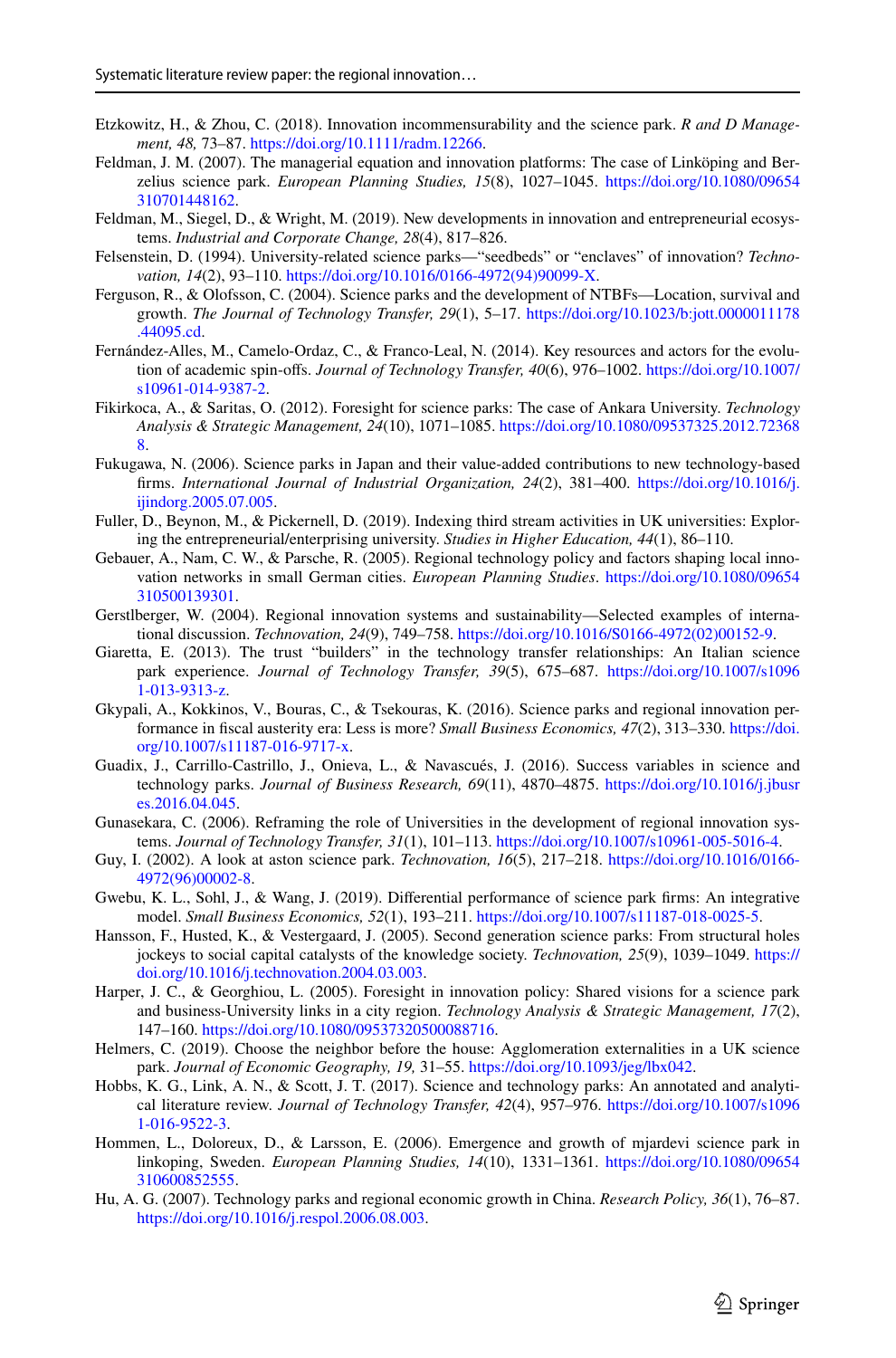Etzkowitz, H., & Zhou, C. (2018). Innovation incommensurability and the science park. *R and D Management, 48,* 73–87. https://doi.org/10.1111/radm.12266.

Feldman, J. M. (2007). The managerial equation and innovation platforms: The case of Linköping and Berzelius science park. *European Planning Studies, 15*(8), 1027–1045. https://doi.org/10.1080/09654310701448162.

Feldman, M., Siegel, D., & Wright, M. (2019). New developments in innovation and entrepreneurial ecosystems. *Industrial and Corporate Change, 28*(4), 817–826.

Felsenstein, D. (1994). University-related science parks—"seedbeds" or "enclaves" of innovation? *Technovation, 14*(2), 93–110. https://doi.org/10.1016/0166-4972(94)90099-X.

Ferguson, R., & Olofsson, C. (2004). Science parks and the development of NTBFs—Location, survival and growth. *The Journal of Technology Transfer, 29*(1), 5–17. https://doi.org/10.1023/b:jott.0000011178.44095.cd.

Fernández-Alles, M., Camelo-Ordaz, C., & Franco-Leal, N. (2014). Key resources and actors for the evolution of academic spin-offs. *Journal of Technology Transfer, 40*(6), 976–1002. https://doi.org/10.1007/s10961-014-9387-2.

Fikirkoca, A., & Saritas, O. (2012). Foresight for science parks: The case of Ankara University. *Technology Analysis & Strategic Management, 24*(10), 1071–1085. https://doi.org/10.1080/09537325.2012.723688.

Fukugawa, N. (2006). Science parks in Japan and their value-added contributions to new technology-based firms. *International Journal of Industrial Organization, 24*(2), 381–400. https://doi.org/10.1016/j.ijindorg.2005.07.005.

Fuller, D., Beynon, M., & Pickernell, D. (2019). Indexing third stream activities in UK universities: Exploring the entrepreneurial/enterprising university. *Studies in Higher Education, 44*(1), 86–110.

Gebauer, A., Nam, C. W., & Parsche, R. (2005). Regional technology policy and factors shaping local innovation networks in small German cities. *European Planning Studies*. https://doi.org/10.1080/09654310500139301.

Gerstlberger, W. (2004). Regional innovation systems and sustainability—Selected examples of international discussion. *Technovation, 24*(9), 749–758. https://doi.org/10.1016/S0166-4972(02)00152-9.

Giaretta, E. (2013). The trust "builders" in the technology transfer relationships: An Italian science park experience. *Journal of Technology Transfer, 39*(5), 675–687. https://doi.org/10.1007/s10961-013-9313-z.

Gkypali, A., Kokkinos, V., Bouras, C., & Tsekouras, K. (2016). Science parks and regional innovation performance in fiscal austerity era: Less is more? *Small Business Economics, 47*(2), 313–330. https://doi.org/10.1007/s11187-016-9717-x.

Guadix, J., Carrillo-Castrillo, J., Onieva, L., & Navascués, J. (2016). Success variables in science and technology parks. *Journal of Business Research, 69*(11), 4870–4875. https://doi.org/10.1016/j.jbusres.2016.04.045.

Gunasekara, C. (2006). Reframing the role of Universities in the development of regional innovation systems. *Journal of Technology Transfer, 31*(1), 101–113. https://doi.org/10.1007/s10961-005-5016-4.

Guy, I. (2002). A look at aston science park. *Technovation, 16*(5), 217–218. https://doi.org/10.1016/0166-4972(96)00002-8.

Gwebu, K. L., Sohl, J., & Wang, J. (2019). Differential performance of science park firms: An integrative model. *Small Business Economics, 52*(1), 193–211. https://doi.org/10.1007/s11187-018-0025-5.

Hansson, F., Husted, K., & Vestergaard, J. (2005). Second generation science parks: From structural holes jockeys to social capital catalysts of the knowledge society. *Technovation, 25*(9), 1039–1049. https://doi.org/10.1016/j.technovation.2004.03.003.

Harper, J. C., & Georghiou, L. (2005). Foresight in innovation policy: Shared visions for a science park and business-University links in a city region. *Technology Analysis & Strategic Management, 17*(2), 147–160. https://doi.org/10.1080/09537320500088716.

Helmers, C. (2019). Choose the neighbor before the house: Agglomeration externalities in a UK science park. *Journal of Economic Geography, 19,* 31–55. https://doi.org/10.1093/jeg/lbx042.

Hobbs, K. G., Link, A. N., & Scott, J. T. (2017). Science and technology parks: An annotated and analytical literature review. *Journal of Technology Transfer, 42*(4), 957–976. https://doi.org/10.1007/s10961-016-9522-3.

Hommen, L., Doloreux, D., & Larsson, E. (2006). Emergence and growth of mjardevi science park in linkoping, Sweden. *European Planning Studies, 14*(10), 1331–1361. https://doi.org/10.1080/09654310600852555.

Hu, A. G. (2007). Technology parks and regional economic growth in China. *Research Policy, 36*(1), 76–87. https://doi.org/10.1016/j.respol.2006.08.003.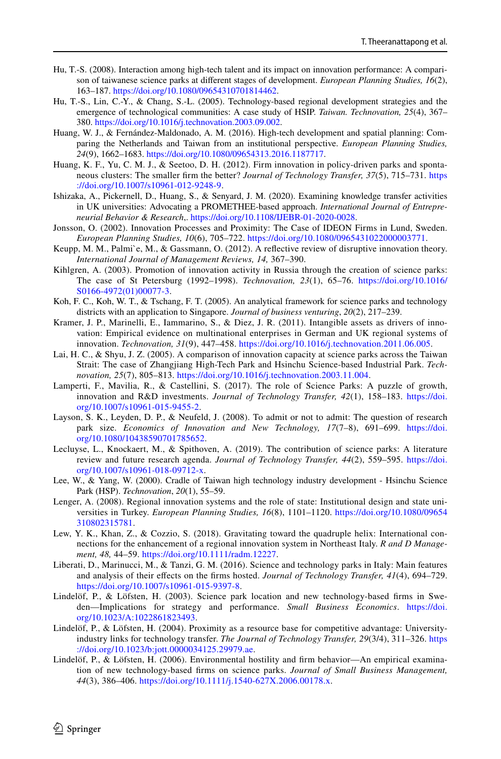Hu, T.-S. (2008). Interaction among high-tech talent and its impact on innovation performance: A comparison of taiwanese science parks at different stages of development. *European Planning Studies, 16*(2), 163–187. https://doi.org/10.1080/09654310701814462.

Hu, T.-S., Lin, C.-Y., & Chang, S.-L. (2005). Technology-based regional development strategies and the emergence of technological communities: A case study of HSIP. *Taiwan. Technovation, 25*(4), 367–380. https://doi.org/10.1016/j.technovation.2003.09.002.

Huang, W. J., & Fernández-Maldonado, A. M. (2016). High-tech development and spatial planning: Comparing the Netherlands and Taiwan from an institutional perspective. *European Planning Studies, 24*(9), 1662–1683. https://doi.org/10.1080/09654313.2016.1187717.

Huang, K. F., Yu, C. M. J., & Seetoo, D. H. (2012). Firm innovation in policy-driven parks and spontaneous clusters: The smaller firm the better? *Journal of Technology Transfer, 37*(5), 715–731. https://doi.org/10.1007/s10961-012-9248-9.

Ishizaka, A., Pickernell, D., Huang, S., & Senyard, J. M. (2020). Examining knowledge transfer activities in UK universities: Advocating a PROMETHEE-based approach. *International Journal of Entrepreneurial Behavior & Research*,. https://doi.org/10.1108/IJEBR-01-2020-0028.

Jonsson, O. (2002). Innovation Processes and Proximity: The Case of IDEON Firms in Lund, Sweden. *European Planning Studies, 10*(6), 705–722. https://doi.org/10.1080/0965431022000003771.

Keupp, M. M., Palmi`e, M., & Gassmann, O. (2012). A reflective review of disruptive innovation theory. *International Journal of Management Reviews, 14,* 367–390.

Kihlgren, A. (2003). Promotion of innovation activity in Russia through the creation of science parks: The case of St Petersburg (1992–1998). *Technovation, 23*(1), 65–76. https://doi.org/10.1016/S0166-4972(01)00077-3.

Koh, F. C., Koh, W. T., & Tschang, F. T. (2005). An analytical framework for science parks and technology districts with an application to Singapore. *Journal of business venturing*, *20*(2), 217–239.

Kramer, J. P., Marinelli, E., Iammarino, S., & Diez, J. R. (2011). Intangible assets as drivers of innovation: Empirical evidence on multinational enterprises in German and UK regional systems of innovation. *Technovation, 31*(9), 447–458. https://doi.org/10.1016/j.technovation.2011.06.005.

Lai, H. C., & Shyu, J. Z. (2005). A comparison of innovation capacity at science parks across the Taiwan Strait: The case of Zhangjiang High-Tech Park and Hsinchu Science-based Industrial Park. *Technovation, 25*(7), 805–813. https://doi.org/10.1016/j.technovation.2003.11.004.

Lamperti, F., Mavilia, R., & Castellini, S. (2017). The role of Science Parks: A puzzle of growth, innovation and R&D investments. *Journal of Technology Transfer, 42*(1), 158–183. https://doi.org/10.1007/s10961-015-9455-2.

Layson, S. K., Leyden, D. P., & Neufeld, J. (2008). To admit or not to admit: The question of research park size. *Economics of Innovation and New Technology, 17*(7–8), 691–699. https://doi.org/10.1080/10438590701785652.

Lecluyse, L., Knockaert, M., & Spithoven, A. (2019). The contribution of science parks: A literature review and future research agenda. *Journal of Technology Transfer, 44*(2), 559–595. https://doi.org/10.1007/s10961-018-09712-x.

Lee, W., & Yang, W. (2000). Cradle of Taiwan high technology industry development - Hsinchu Science Park (HSP). *Technovation*, *20*(1), 55–59.

Lenger, A. (2008). Regional innovation systems and the role of state: Institutional design and state universities in Turkey. *European Planning Studies, 16*(8), 1101–1120. https://doi.org/10.1080/09654310802315781.

Lew, Y. K., Khan, Z., & Cozzio, S. (2018). Gravitating toward the quadruple helix: International connections for the enhancement of a regional innovation system in Northeast Italy. *R and D Management, 48,* 44–59. https://doi.org/10.1111/radm.12227.

Liberati, D., Marinucci, M., & Tanzi, G. M. (2016). Science and technology parks in Italy: Main features and analysis of their effects on the firms hosted. *Journal of Technology Transfer, 41*(4), 694–729. https://doi.org/10.1007/s10961-015-9397-8.

Lindelöf, P., & Löfsten, H. (2003). Science park location and new technology-based firms in Sweden—Implications for strategy and performance. *Small Business Economics*. https://doi.org/10.1023/A:1022861823493.

Lindelöf, P., & Löfsten, H. (2004). Proximity as a resource base for competitive advantage: University-industry links for technology transfer. *The Journal of Technology Transfer, 29*(3/4), 311–326. https://doi.org/10.1023/b:jott.0000034125.29979.ae.

Lindelöf, P., & Löfsten, H. (2006). Environmental hostility and firm behavior—An empirical examination of new technology-based firms on science parks. *Journal of Small Business Management, 44*(3), 386–406. https://doi.org/10.1111/j.1540-627X.2006.00178.x.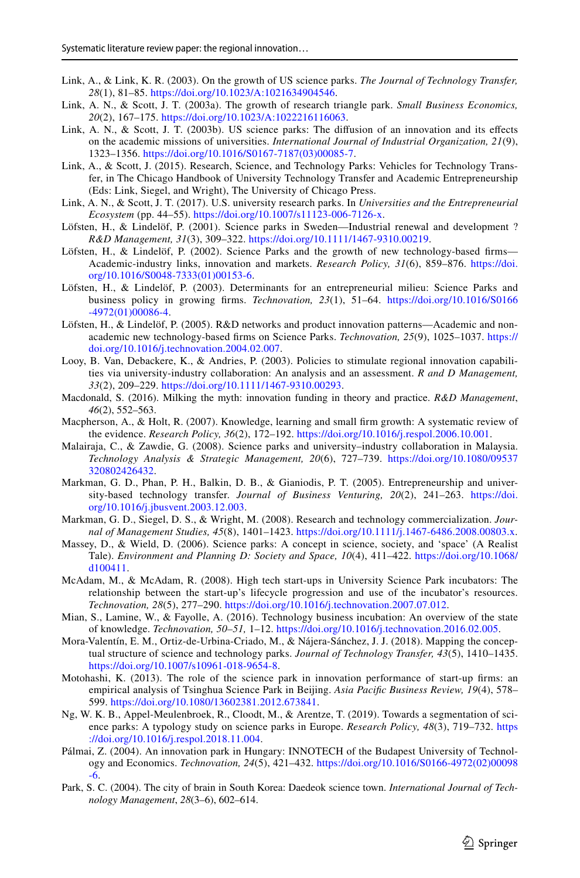Link, A., & Link, K. R. (2003). On the growth of US science parks. *The Journal of Technology Transfer, 28*(1), 81–85. https://doi.org/10.1023/A:1021634904546.

Link, A. N., & Scott, J. T. (2003a). The growth of research triangle park. *Small Business Economics, 20*(2), 167–175. https://doi.org/10.1023/A:1022216116063.

Link, A. N., & Scott, J. T. (2003b). US science parks: The diffusion of an innovation and its effects on the academic missions of universities. *International Journal of Industrial Organization, 21*(9), 1323–1356. https://doi.org/10.1016/S0167-7187(03)00085-7.

Link, A., & Scott, J. (2015). Research, Science, and Technology Parks: Vehicles for Technology Transfer, in The Chicago Handbook of University Technology Transfer and Academic Entrepreneurship (Eds: Link, Siegel, and Wright), The University of Chicago Press.

Link, A. N., & Scott, J. T. (2017). U.S. university research parks. In *Universities and the Entrepreneurial Ecosystem* (pp. 44–55). https://doi.org/10.1007/s11123-006-7126-x.

Löfsten, H., & Lindelöf, P. (2001). Science parks in Sweden—Industrial renewal and development ? *R&D Management, 31*(3), 309–322. https://doi.org/10.1111/1467-9310.00219.

Löfsten, H., & Lindelöf, P. (2002). Science Parks and the growth of new technology-based firms—Academic-industry links, innovation and markets. *Research Policy, 31*(6), 859–876. https://doi.org/10.1016/S0048-7333(01)00153-6.

Löfsten, H., & Lindelöf, P. (2003). Determinants for an entrepreneurial milieu: Science Parks and business policy in growing firms. *Technovation, 23*(1), 51–64. https://doi.org/10.1016/S0166-4972(01)00086-4.

Löfsten, H., & Lindelöf, P. (2005). R&D networks and product innovation patterns—Academic and non-academic new technology-based firms on Science Parks. *Technovation, 25*(9), 1025–1037. https://doi.org/10.1016/j.technovation.2004.02.007.

Looy, B. Van, Debackere, K., & Andries, P. (2003). Policies to stimulate regional innovation capabilities via university-industry collaboration: An analysis and an assessment. *R and D Management, 33*(2), 209–229. https://doi.org/10.1111/1467-9310.00293.

Macdonald, S. (2016). Milking the myth: innovation funding in theory and practice. *R&D Management*, *46*(2), 552–563.

Macpherson, A., & Holt, R. (2007). Knowledge, learning and small firm growth: A systematic review of the evidence. *Research Policy, 36*(2), 172–192. https://doi.org/10.1016/j.respol.2006.10.001.

Malairaja, C., & Zawdie, G. (2008). Science parks and university–industry collaboration in Malaysia. *Technology Analysis & Strategic Management, 20*(6), 727–739. https://doi.org/10.1080/09537320802426432.

Markman, G. D., Phan, P. H., Balkin, D. B., & Gianiodis, P. T. (2005). Entrepreneurship and university-based technology transfer. *Journal of Business Venturing, 20*(2), 241–263. https://doi.org/10.1016/j.jbusvent.2003.12.003.

Markman, G. D., Siegel, D. S., & Wright, M. (2008). Research and technology commercialization. *Journal of Management Studies, 45*(8), 1401–1423. https://doi.org/10.1111/j.1467-6486.2008.00803.x.

Massey, D., & Wield, D. (2006). Science parks: A concept in science, society, and 'space' (A Realist Tale). *Environment and Planning D: Society and Space, 10*(4), 411–422. https://doi.org/10.1068/d100411.

McAdam, M., & McAdam, R. (2008). High tech start-ups in University Science Park incubators: The relationship between the start-up's lifecycle progression and use of the incubator's resources. *Technovation, 28*(5), 277–290. https://doi.org/10.1016/j.technovation.2007.07.012.

Mian, S., Lamine, W., & Fayolle, A. (2016). Technology business incubation: An overview of the state of knowledge. *Technovation, 50–51,* 1–12. https://doi.org/10.1016/j.technovation.2016.02.005.

Mora-Valentín, E. M., Ortiz-de-Urbina-Criado, M., & Nájera-Sánchez, J. J. (2018). Mapping the conceptual structure of science and technology parks. *Journal of Technology Transfer, 43*(5), 1410–1435. https://doi.org/10.1007/s10961-018-9654-8.

Motohashi, K. (2013). The role of the science park in innovation performance of start-up firms: an empirical analysis of Tsinghua Science Park in Beijing. *Asia Pacific Business Review, 19*(4), 578–599. https://doi.org/10.1080/13602381.2012.673841.

Ng, W. K. B., Appel-Meulenbroek, R., Cloodt, M., & Arentze, T. (2019). Towards a segmentation of science parks: A typology study on science parks in Europe. *Research Policy, 48*(3), 719–732. https://doi.org/10.1016/j.respol.2018.11.004.

Pálmai, Z. (2004). An innovation park in Hungary: INNOTECH of the Budapest University of Technology and Economics. *Technovation, 24*(5), 421–432. https://doi.org/10.1016/S0166-4972(02)00098-6.

Park, S. C. (2004). The city of brain in South Korea: Daedeok science town. *International Journal of Technology Management*, *28*(3–6), 602–614.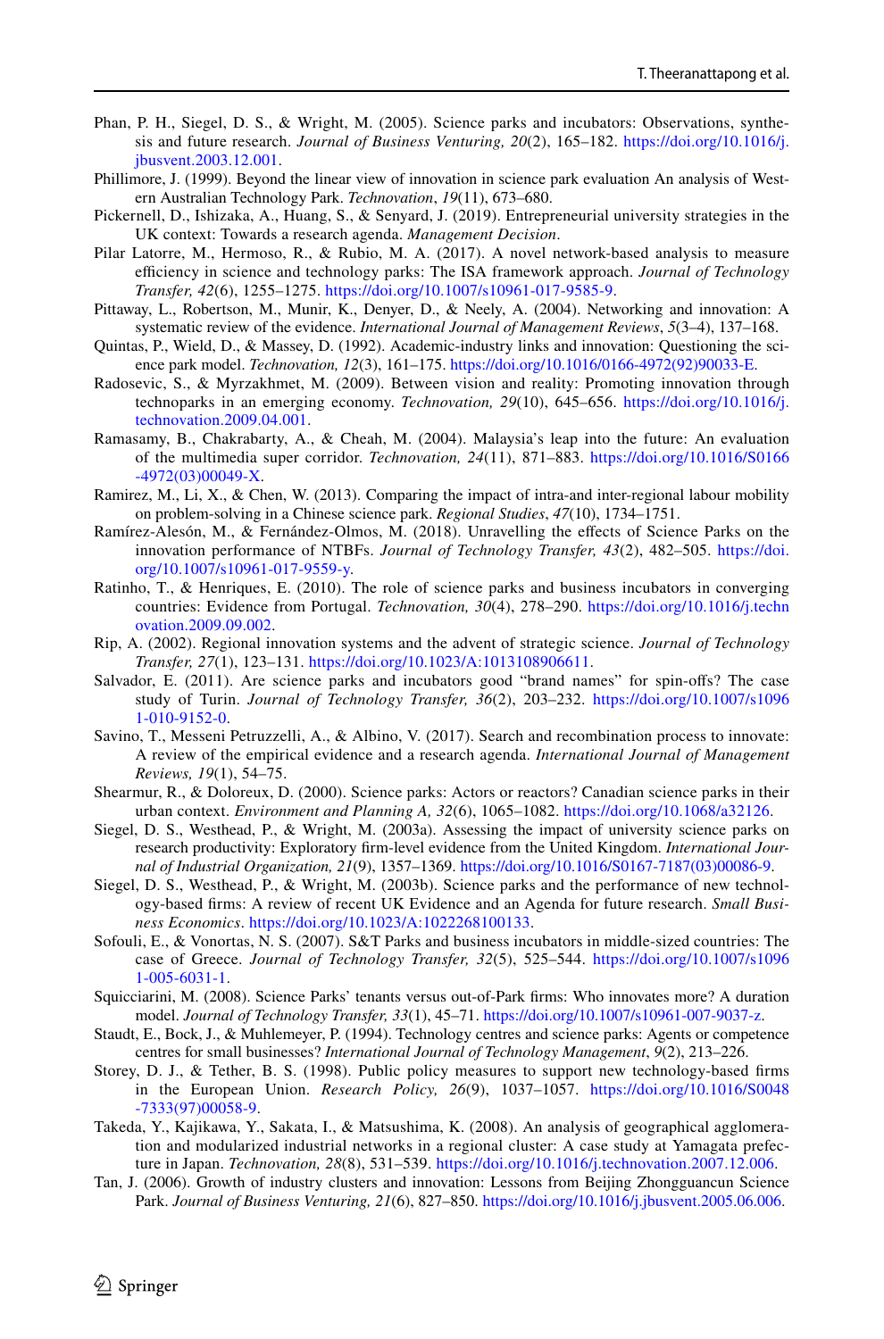Phan, P. H., Siegel, D. S., & Wright, M. (2005). Science parks and incubators: Observations, synthesis and future research. *Journal of Business Venturing, 20*(2), 165–182. https://doi.org/10.1016/j.jbusvent.2003.12.001.

Phillimore, J. (1999). Beyond the linear view of innovation in science park evaluation An analysis of Western Australian Technology Park. *Technovation*, *19*(11), 673–680.

Pickernell, D., Ishizaka, A., Huang, S., & Senyard, J. (2019). Entrepreneurial university strategies in the UK context: Towards a research agenda. *Management Decision*.

Pilar Latorre, M., Hermoso, R., & Rubio, M. A. (2017). A novel network-based analysis to measure efficiency in science and technology parks: The ISA framework approach. *Journal of Technology Transfer, 42*(6), 1255–1275. https://doi.org/10.1007/s10961-017-9585-9.

Pittaway, L., Robertson, M., Munir, K., Denyer, D., & Neely, A. (2004). Networking and innovation: A systematic review of the evidence. *International Journal of Management Reviews*, *5*(3–4), 137–168.

Quintas, P., Wield, D., & Massey, D. (1992). Academic-industry links and innovation: Questioning the science park model. *Technovation, 12*(3), 161–175. https://doi.org/10.1016/0166-4972(92)90033-E.

Radosevic, S., & Myrzakhmet, M. (2009). Between vision and reality: Promoting innovation through technoparks in an emerging economy. *Technovation, 29*(10), 645–656. https://doi.org/10.1016/j.technovation.2009.04.001.

Ramasamy, B., Chakrabarty, A., & Cheah, M. (2004). Malaysia's leap into the future: An evaluation of the multimedia super corridor. *Technovation, 24*(11), 871–883. https://doi.org/10.1016/S0166-4972(03)00049-X.

Ramirez, M., Li, X., & Chen, W. (2013). Comparing the impact of intra-and inter-regional labour mobility on problem-solving in a Chinese science park. *Regional Studies*, *47*(10), 1734–1751.

Ramírez-Alesón, M., & Fernández-Olmos, M. (2018). Unravelling the effects of Science Parks on the innovation performance of NTBFs. *Journal of Technology Transfer, 43*(2), 482–505. https://doi.org/10.1007/s10961-017-9559-y.

Ratinho, T., & Henriques, E. (2010). The role of science parks and business incubators in converging countries: Evidence from Portugal. *Technovation, 30*(4), 278–290. https://doi.org/10.1016/j.technovation.2009.09.002.

Rip, A. (2002). Regional innovation systems and the advent of strategic science. *Journal of Technology Transfer, 27*(1), 123–131. https://doi.org/10.1023/A:1013108906611.

Salvador, E. (2011). Are science parks and incubators good "brand names" for spin-offs? The case study of Turin. *Journal of Technology Transfer, 36*(2), 203–232. https://doi.org/10.1007/s10961-010-9152-0.

Savino, T., Messeni Petruzzelli, A., & Albino, V. (2017). Search and recombination process to innovate: A review of the empirical evidence and a research agenda. *International Journal of Management Reviews, 19*(1), 54–75.

Shearmur, R., & Doloreux, D. (2000). Science parks: Actors or reactors? Canadian science parks in their urban context. *Environment and Planning A, 32*(6), 1065–1082. https://doi.org/10.1068/a32126.

Siegel, D. S., Westhead, P., & Wright, M. (2003a). Assessing the impact of university science parks on research productivity: Exploratory firm-level evidence from the United Kingdom. *International Journal of Industrial Organization, 21*(9), 1357–1369. https://doi.org/10.1016/S0167-7187(03)00086-9.

Siegel, D. S., Westhead, P., & Wright, M. (2003b). Science parks and the performance of new technology-based firms: A review of recent UK Evidence and an Agenda for future research. *Small Business Economics*. https://doi.org/10.1023/A:1022268100133.

Sofouli, E., & Vonortas, N. S. (2007). S&T Parks and business incubators in middle-sized countries: The case of Greece. *Journal of Technology Transfer, 32*(5), 525–544. https://doi.org/10.1007/s10961-005-6031-1.

Squicciarini, M. (2008). Science Parks' tenants versus out-of-Park firms: Who innovates more? A duration model. *Journal of Technology Transfer, 33*(1), 45–71. https://doi.org/10.1007/s10961-007-9037-z.

Staudt, E., Bock, J., & Muhlemeyer, P. (1994). Technology centres and science parks: Agents or competence centres for small businesses? *International Journal of Technology Management*, *9*(2), 213–226.

Storey, D. J., & Tether, B. S. (1998). Public policy measures to support new technology-based firms in the European Union. *Research Policy, 26*(9), 1037–1057. https://doi.org/10.1016/S0048-7333(97)00058-9.

Takeda, Y., Kajikawa, Y., Sakata, I., & Matsushima, K. (2008). An analysis of geographical agglomeration and modularized industrial networks in a regional cluster: A case study at Yamagata prefecture in Japan. *Technovation, 28*(8), 531–539. https://doi.org/10.1016/j.technovation.2007.12.006.

Tan, J. (2006). Growth of industry clusters and innovation: Lessons from Beijing Zhongguancun Science Park. *Journal of Business Venturing, 21*(6), 827–850. https://doi.org/10.1016/j.jbusvent.2005.06.006.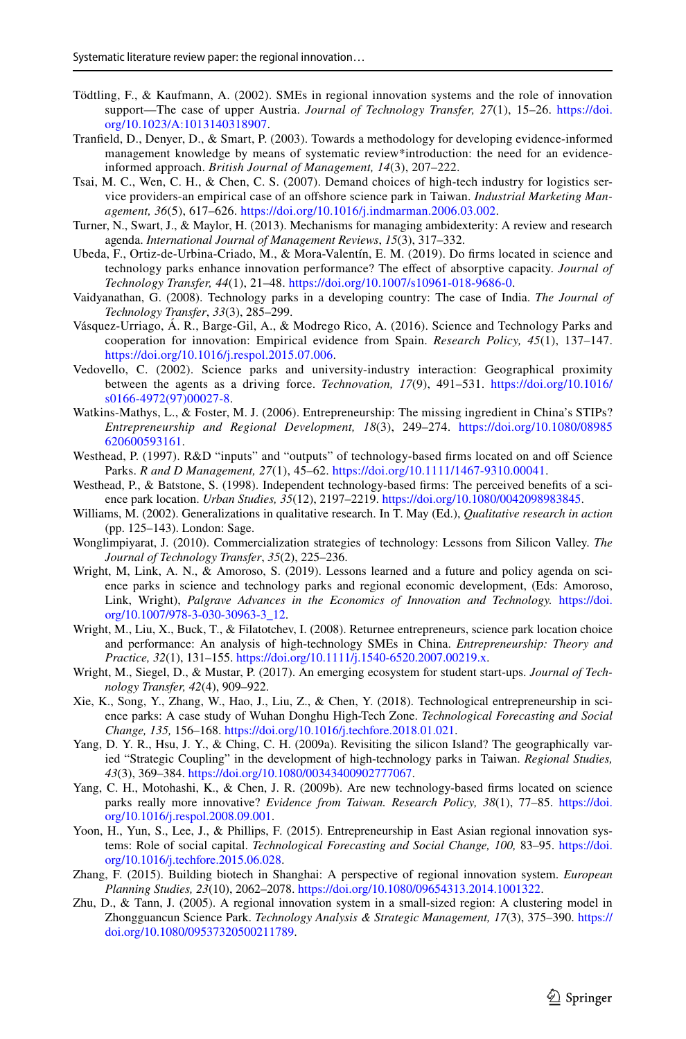Tödtling, F., & Kaufmann, A. (2002). SMEs in regional innovation systems and the role of innovation support—The case of upper Austria. *Journal of Technology Transfer, 27*(1), 15–26. https://doi.org/10.1023/A:1013140318907.

Tranfield, D., Denyer, D., & Smart, P. (2003). Towards a methodology for developing evidence-informed management knowledge by means of systematic review*introduction: the need for an evidence-informed approach. *British Journal of Management, 14*(3), 207–222.

Tsai, M. C., Wen, C. H., & Chen, C. S. (2007). Demand choices of high-tech industry for logistics service providers-an empirical case of an offshore science park in Taiwan. *Industrial Marketing Management, 36*(5), 617–626. https://doi.org/10.1016/j.indmarman.2006.03.002.

Turner, N., Swart, J., & Maylor, H. (2013). Mechanisms for managing ambidexterity: A review and research agenda. *International Journal of Management Reviews*, *15*(3), 317–332.

Ubeda, F., Ortiz-de-Urbina-Criado, M., & Mora-Valentín, E. M. (2019). Do firms located in science and technology parks enhance innovation performance? The effect of absorptive capacity. *Journal of Technology Transfer, 44*(1), 21–48. https://doi.org/10.1007/s10961-018-9686-0.

Vaidyanathan, G. (2008). Technology parks in a developing country: The case of India. *The Journal of Technology Transfer*, *33*(3), 285–299.

Vásquez-Urriago, Á. R., Barge-Gil, A., & Modrego Rico, A. (2016). Science and Technology Parks and cooperation for innovation: Empirical evidence from Spain. *Research Policy, 45*(1), 137–147. https://doi.org/10.1016/j.respol.2015.07.006.

Vedovello, C. (2002). Science parks and university-industry interaction: Geographical proximity between the agents as a driving force. *Technovation, 17*(9), 491–531. https://doi.org/10.1016/s0166-4972(97)00027-8.

Watkins-Mathys, L., & Foster, M. J. (2006). Entrepreneurship: The missing ingredient in China's STIPs? *Entrepreneurship and Regional Development, 18*(3), 249–274. https://doi.org/10.1080/08985620600593161.

Westhead, P. (1997). R&D "inputs" and "outputs" of technology-based firms located on and off Science Parks. *R and D Management, 27*(1), 45–62. https://doi.org/10.1111/1467-9310.00041.

Westhead, P., & Batstone, S. (1998). Independent technology-based firms: The perceived benefits of a science park location. *Urban Studies, 35*(12), 2197–2219. https://doi.org/10.1080/0042098983845.

Williams, M. (2002). Generalizations in qualitative research. In T. May (Ed.), *Qualitative research in action* (pp. 125–143). London: Sage.

Wonglimpiyarat, J. (2010). Commercialization strategies of technology: Lessons from Silicon Valley. *The Journal of Technology Transfer*, *35*(2), 225–236.

Wright, M, Link, A. N., & Amoroso, S. (2019). Lessons learned and a future and policy agenda on science parks in science and technology parks and regional economic development, (Eds: Amoroso, Link, Wright), *Palgrave Advances in the Economics of Innovation and Technology.* https://doi.org/10.1007/978-3-030-30963-3_12.

Wright, M., Liu, X., Buck, T., & Filatotchev, I. (2008). Returnee entrepreneurs, science park location choice and performance: An analysis of high-technology SMEs in China. *Entrepreneurship: Theory and Practice, 32*(1), 131–155. https://doi.org/10.1111/j.1540-6520.2007.00219.x.

Wright, M., Siegel, D., & Mustar, P. (2017). An emerging ecosystem for student start-ups. *Journal of Technology Transfer, 42*(4), 909–922.

Xie, K., Song, Y., Zhang, W., Hao, J., Liu, Z., & Chen, Y. (2018). Technological entrepreneurship in science parks: A case study of Wuhan Donghu High-Tech Zone. *Technological Forecasting and Social Change, 135,* 156–168. https://doi.org/10.1016/j.techfore.2018.01.021.

Yang, D. Y. R., Hsu, J. Y., & Ching, C. H. (2009a). Revisiting the silicon Island? The geographically varied "Strategic Coupling" in the development of high-technology parks in Taiwan. *Regional Studies, 43*(3), 369–384. https://doi.org/10.1080/00343400902777067.

Yang, C. H., Motohashi, K., & Chen, J. R. (2009b). Are new technology-based firms located on science parks really more innovative? *Evidence from Taiwan. Research Policy, 38*(1), 77–85. https://doi.org/10.1016/j.respol.2008.09.001.

Yoon, H., Yun, S., Lee, J., & Phillips, F. (2015). Entrepreneurship in East Asian regional innovation systems: Role of social capital. *Technological Forecasting and Social Change, 100,* 83–95. https://doi.org/10.1016/j.techfore.2015.06.028.

Zhang, F. (2015). Building biotech in Shanghai: A perspective of regional innovation system. *European Planning Studies, 23*(10), 2062–2078. https://doi.org/10.1080/09654313.2014.1001322.

Zhu, D., & Tann, J. (2005). A regional innovation system in a small-sized region: A clustering model in Zhongguancun Science Park. *Technology Analysis & Strategic Management, 17*(3), 375–390. https://doi.org/10.1080/09537320500211789.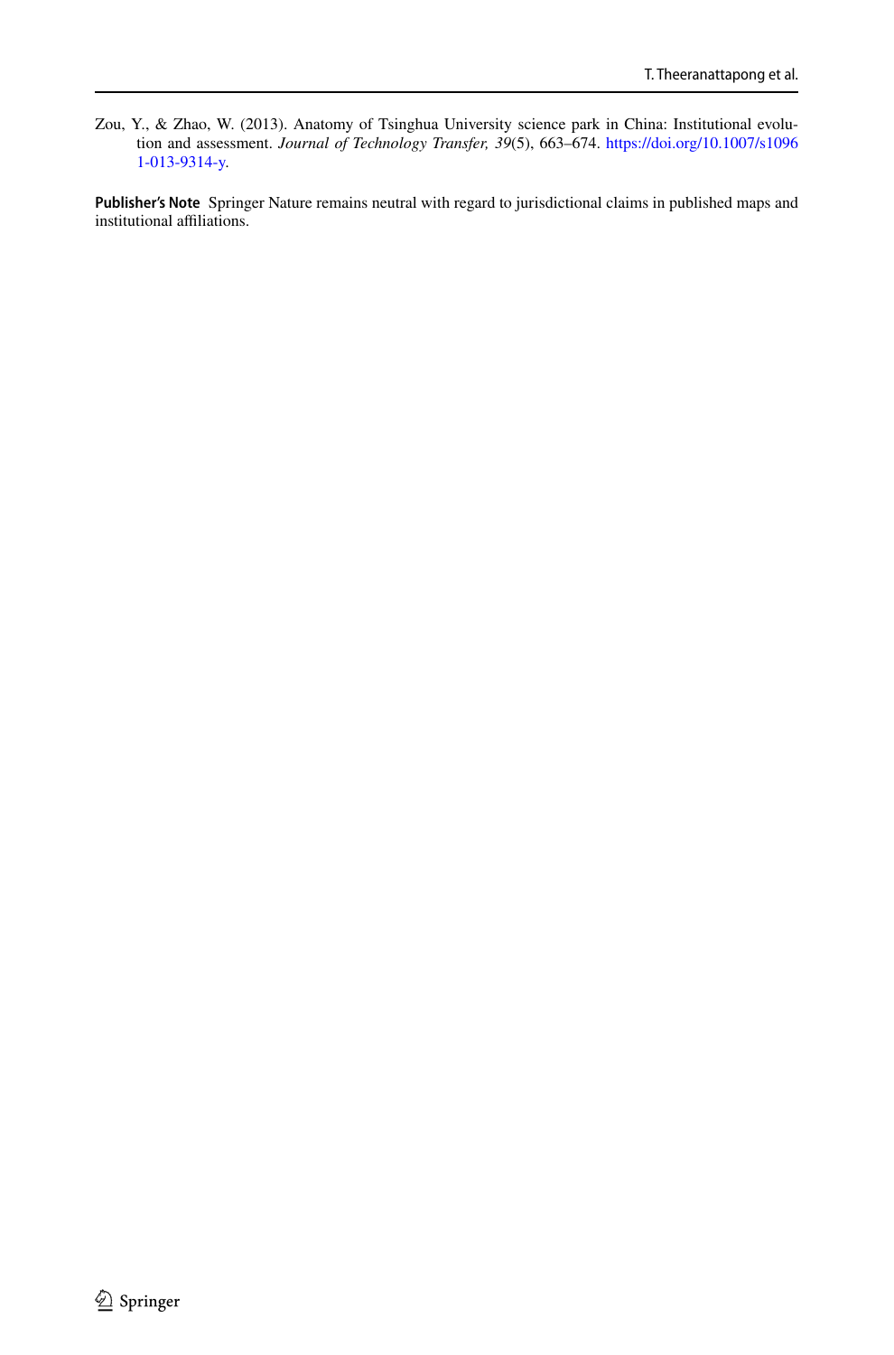Zou, Y., & Zhao, W. (2013). Anatomy of Tsinghua University science park in China: Institutional evolution and assessment. *Journal of Technology Transfer, 39*(5), 663–674. https://doi.org/10.1007/s10961-013-9314-y.

**Publisher's Note** Springer Nature remains neutral with regard to jurisdictional claims in published maps and institutional affiliations.